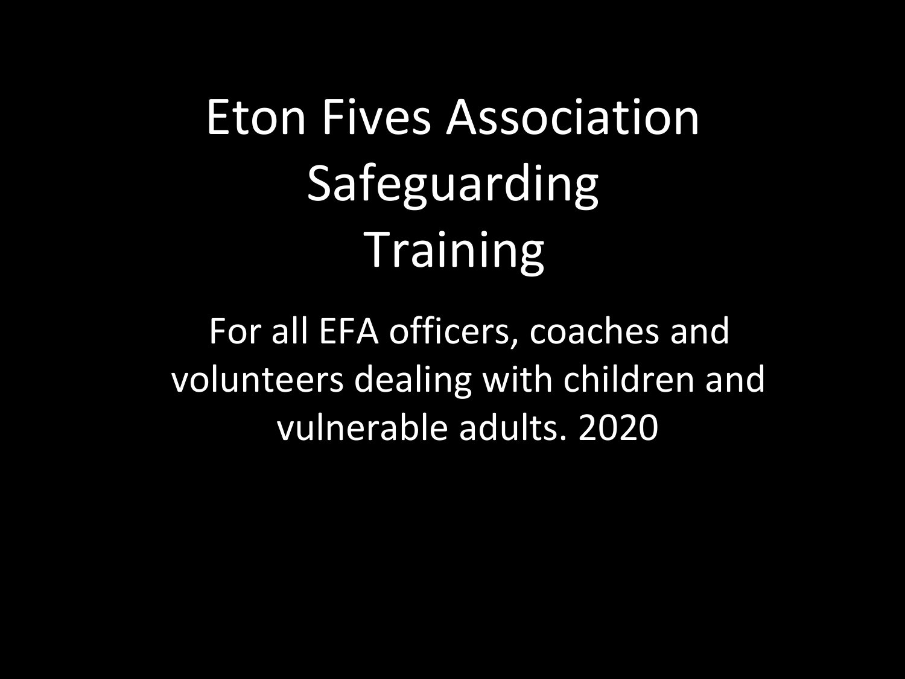# Eton Fives Association Safeguarding Training

For all EFA officers, coaches and volunteers dealing with children and vulnerable adults. 2020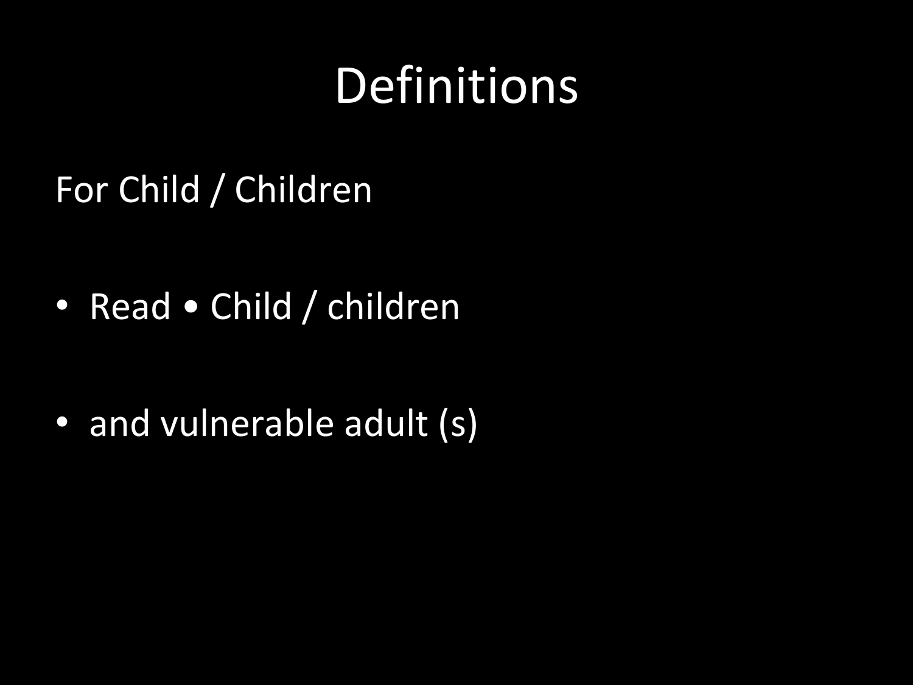# Definitions

For Child / Children

- Read • Child / children
- and vulnerable adult (s)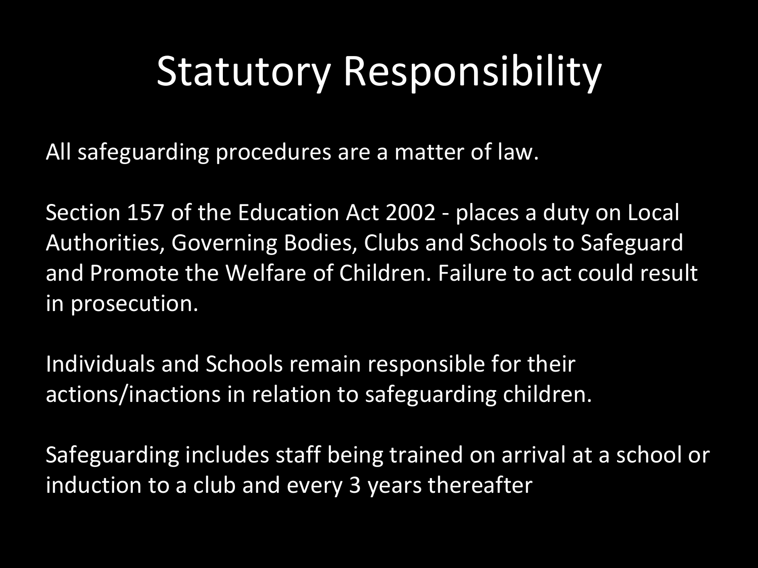# Statutory Responsibility

All safeguarding procedures are a matter of law.

Section 157 of the Education Act 2002 - places a duty on Local Authorities, Governing Bodies, Clubs and Schools to Safeguard and Promote the Welfare of Children. Failure to act could result in prosecution.

Individuals and Schools remain responsible for their actions/inactions in relation to safeguarding children.

Safeguarding includes staff being trained on arrival at a school or induction to a club and every 3 years thereafter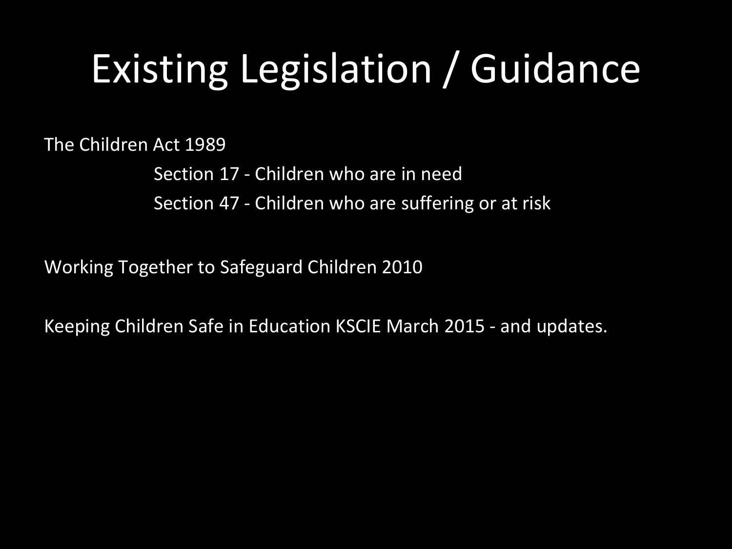# Existing Legislation / Guidance

The Children Act 1989

Section 17 - Children who are in need

Section 47 - Children who are suffering or at risk

Working Together to Safeguard Children 2010

Keeping Children Safe in Education KSCIE March 2015 - and updates.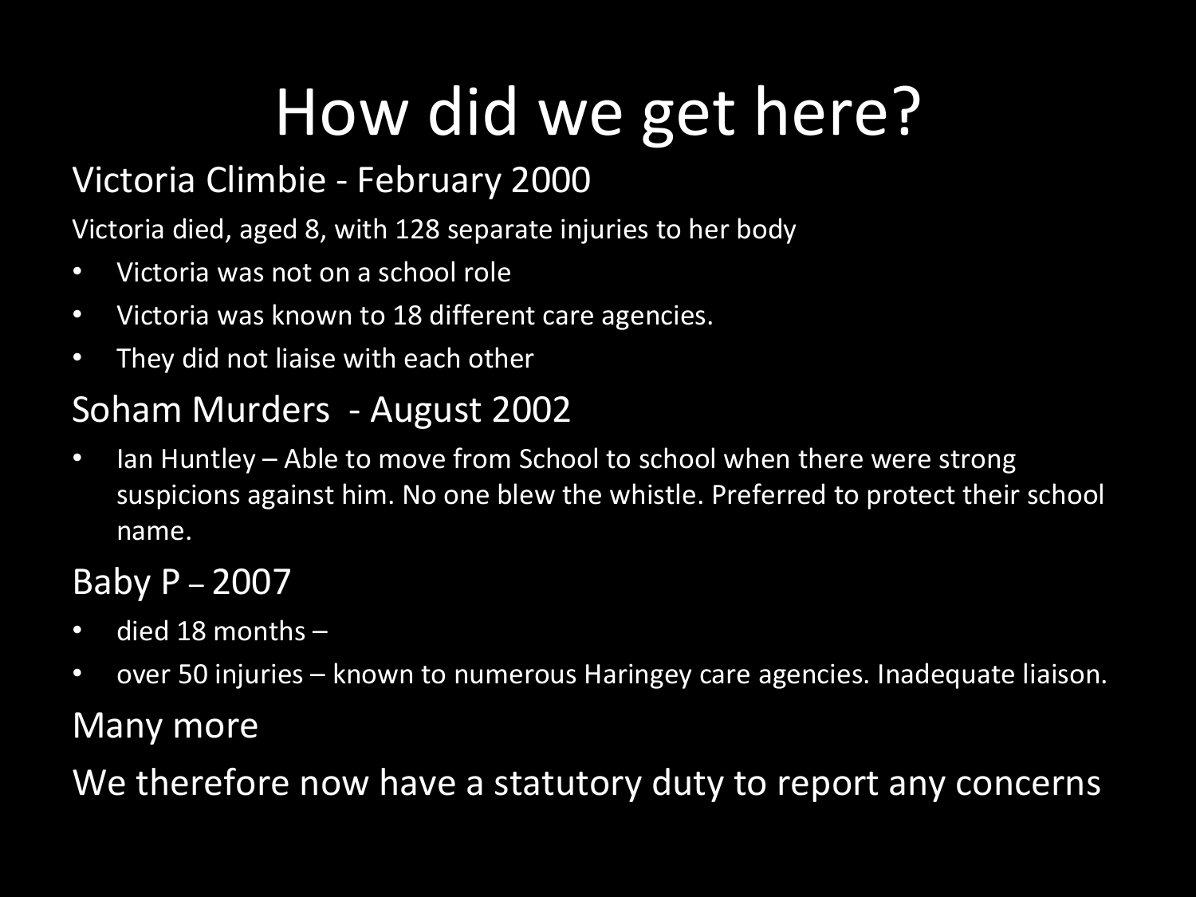# How did we get here?

## Victoria Climbie - February 2000

Victoria died, aged 8, with 128 separate injuries to her body

- Victoria was not on a school role
- Victoria was known to 18 different care agencies.
- They did not liaise with each other

## Soham Murders - August 2002

- Ian Huntley – Able to move from School to school when there were strong suspicions against him. No one blew the whistle. Preferred to protect their school name.

## Baby P – 2007

- died 18 months –
- over 50 injuries – known to numerous Haringey care agencies. Inadequate liaison.

## Many more

## We therefore now have a statutory duty to report any concerns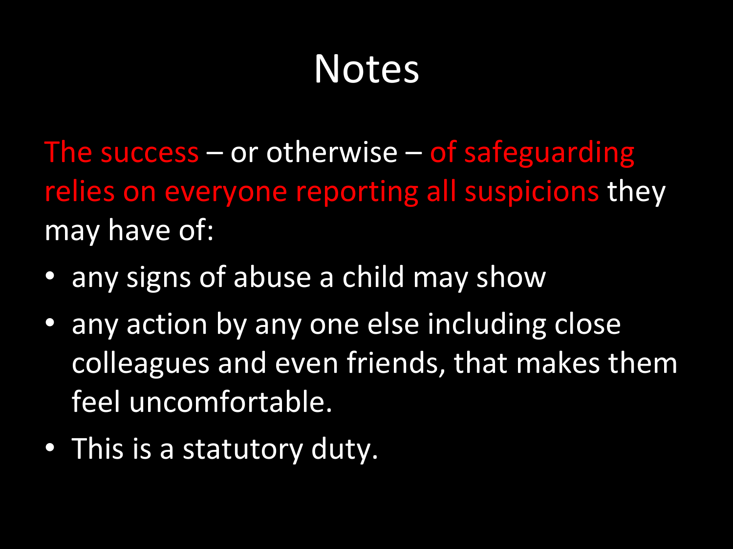# Notes

The success – or otherwise – of safeguarding relies on everyone reporting all suspicions they may have of:

- any signs of abuse a child may show
- any action by any one else including close colleagues and even friends, that makes them feel uncomfortable.
- This is a statutory duty.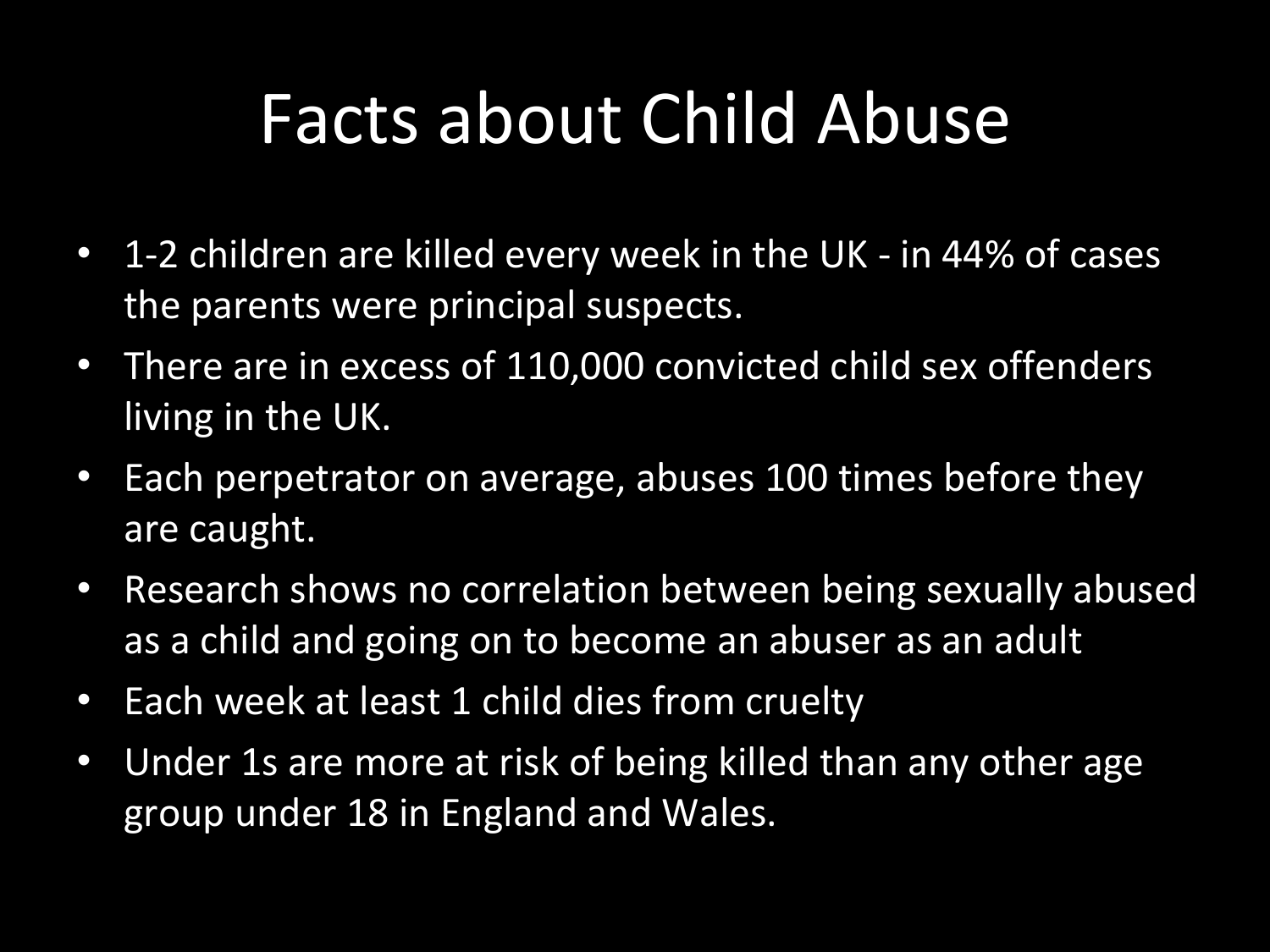# Facts about Child Abuse

- 1-2 children are killed every week in the UK - in 44% of cases the parents were principal suspects.
- There are in excess of 110,000 convicted child sex offenders living in the UK.
- Each perpetrator on average, abuses 100 times before they are caught.
- Research shows no correlation between being sexually abused as a child and going on to become an abuser as an adult
- Each week at least 1 child dies from cruelty
- Under 1s are more at risk of being killed than any other age group under 18 in England and Wales.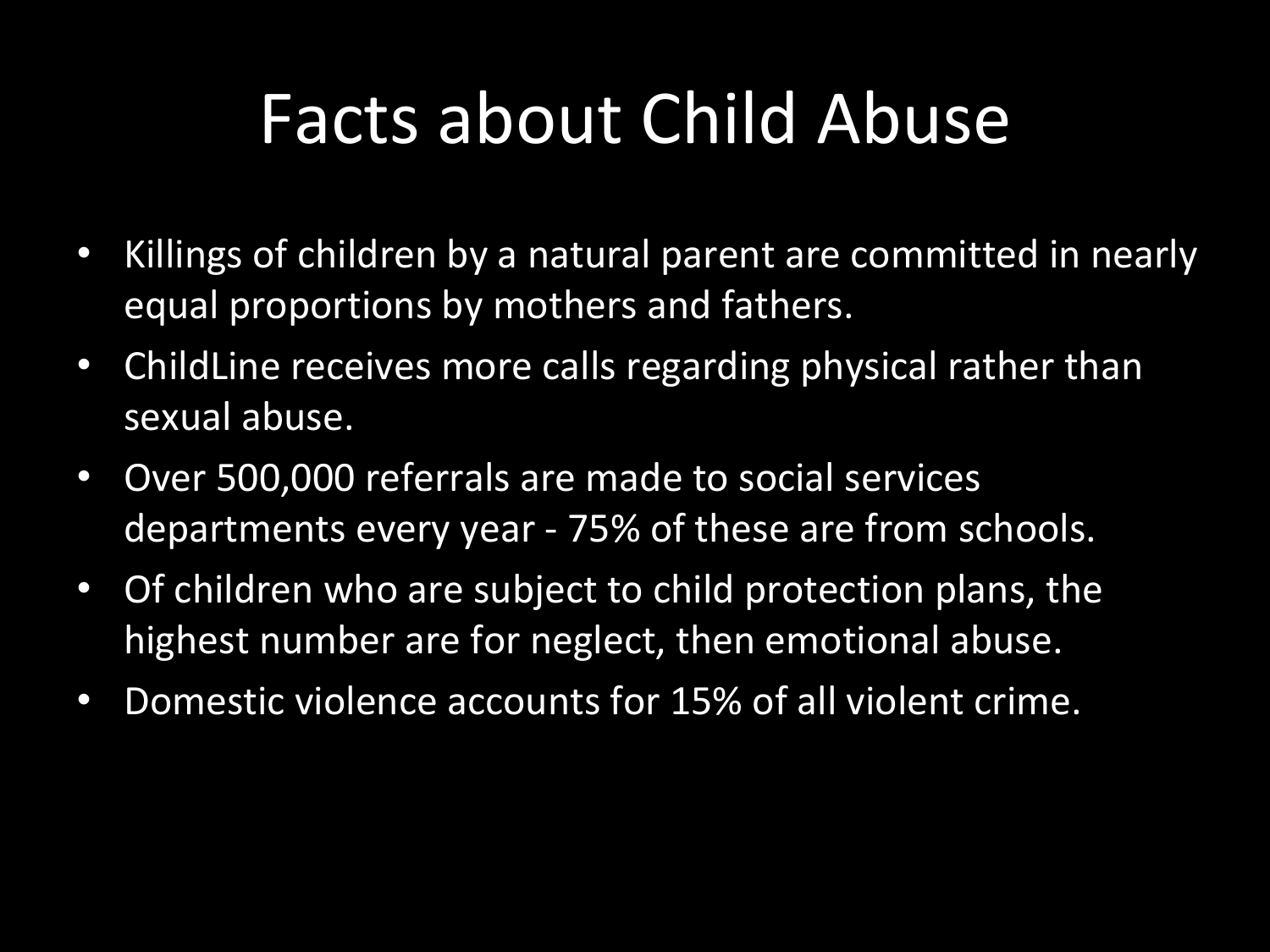# Facts about Child Abuse

- Killings of children by a natural parent are committed in nearly equal proportions by mothers and fathers.
- ChildLine receives more calls regarding physical rather than sexual abuse.
- Over 500,000 referrals are made to social services departments every year - 75% of these are from schools.
- Of children who are subject to child protection plans, the highest number are for neglect, then emotional abuse.
- Domestic violence accounts for 15% of all violent crime.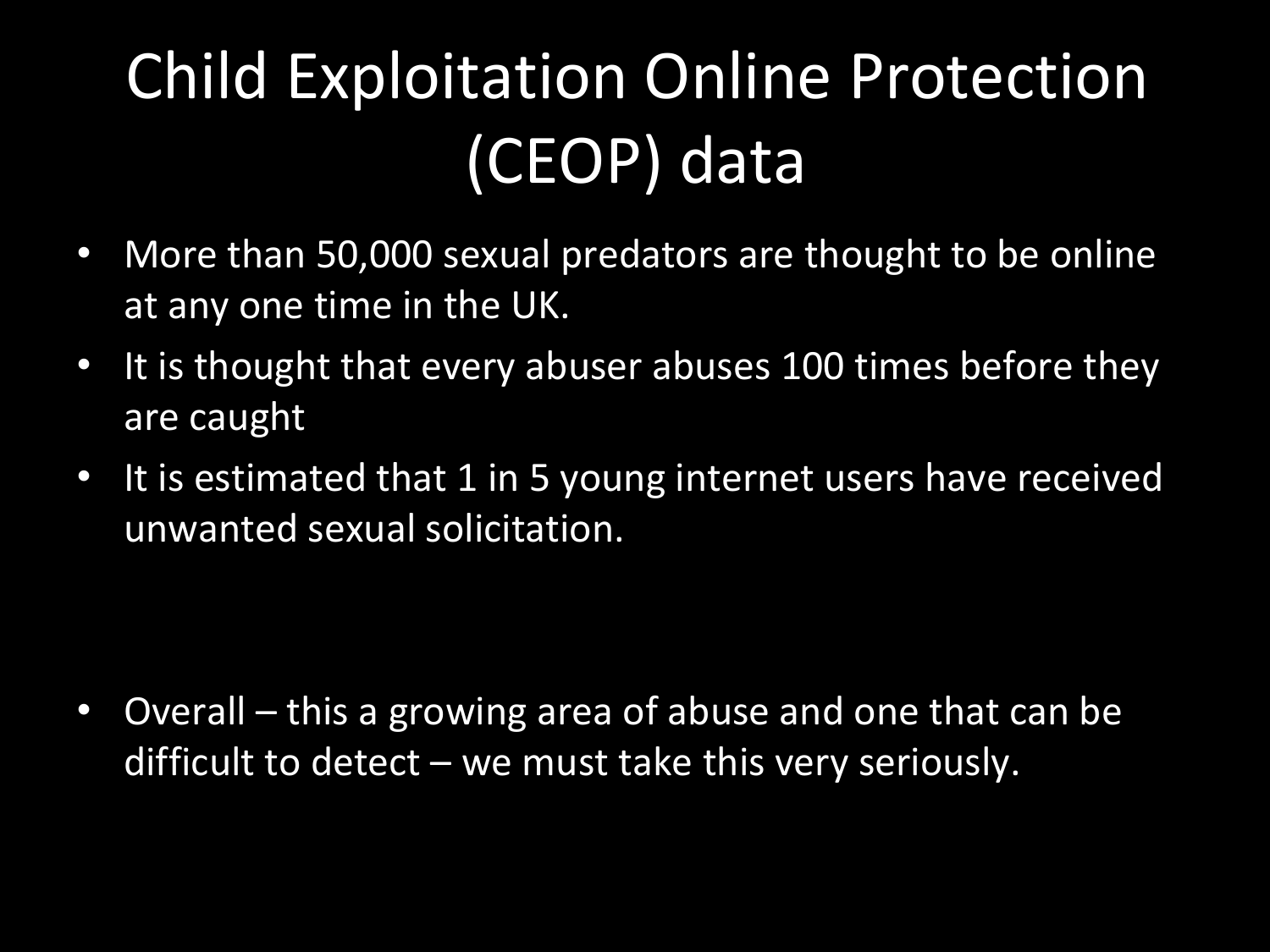# Child Exploitation Online Protection (CEOP) data

- More than 50,000 sexual predators are thought to be online at any one time in the UK.
- It is thought that every abuser abuses 100 times before they are caught
- It is estimated that 1 in 5 young internet users have received unwanted sexual solicitation.

- Overall – this a growing area of abuse and one that can be difficult to detect – we must take this very seriously.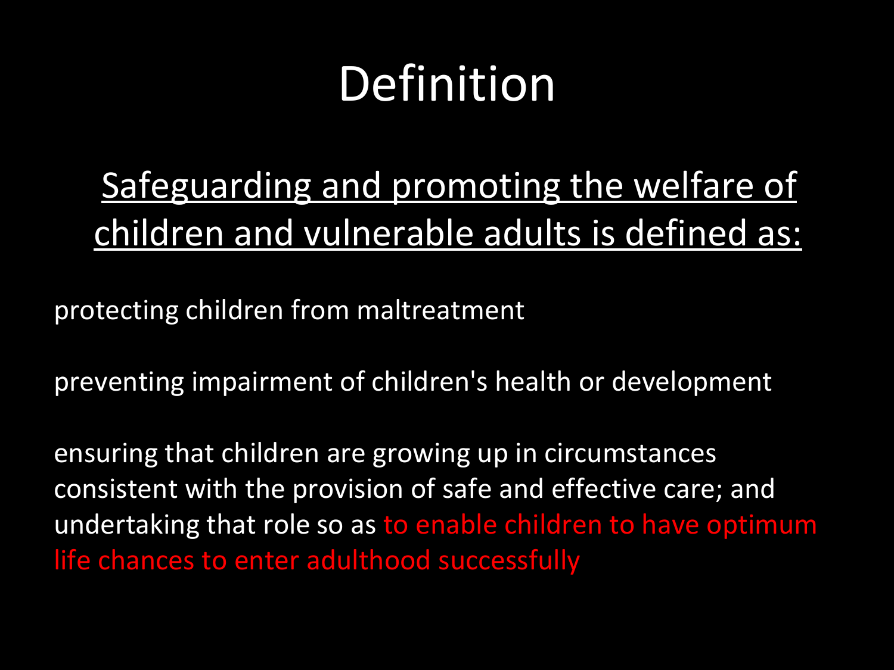# Definition

<u>Safeguarding and promoting the welfare of children and vulnerable adults is defined as:</u>

protecting children from maltreatment

preventing impairment of children's health or development

ensuring that children are growing up in circumstances consistent with the provision of safe and effective care; and undertaking that role so as to enable children to have optimum life chances to enter adulthood successfully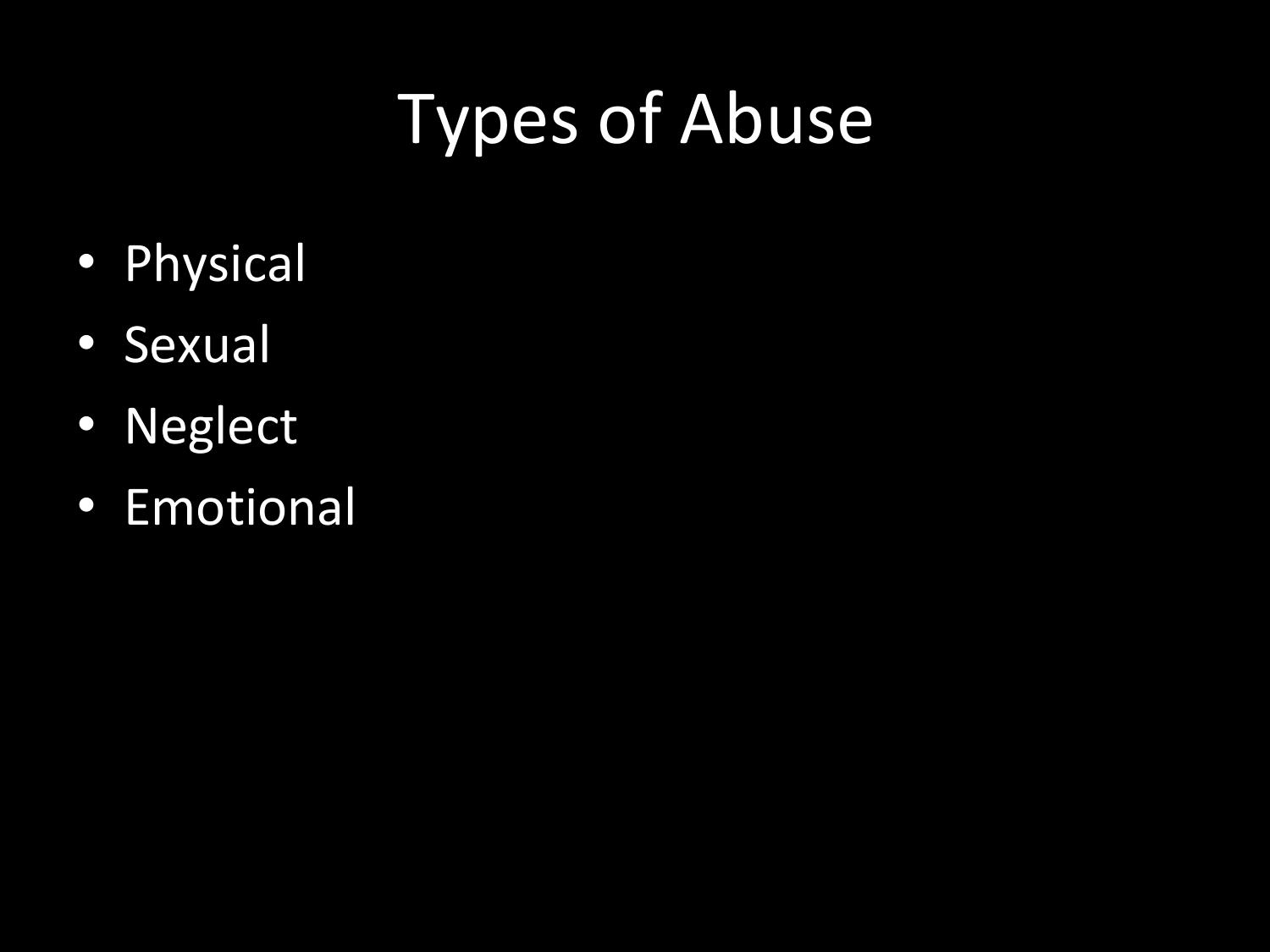# Types of Abuse

- Physical
- Sexual
- Neglect
- Emotional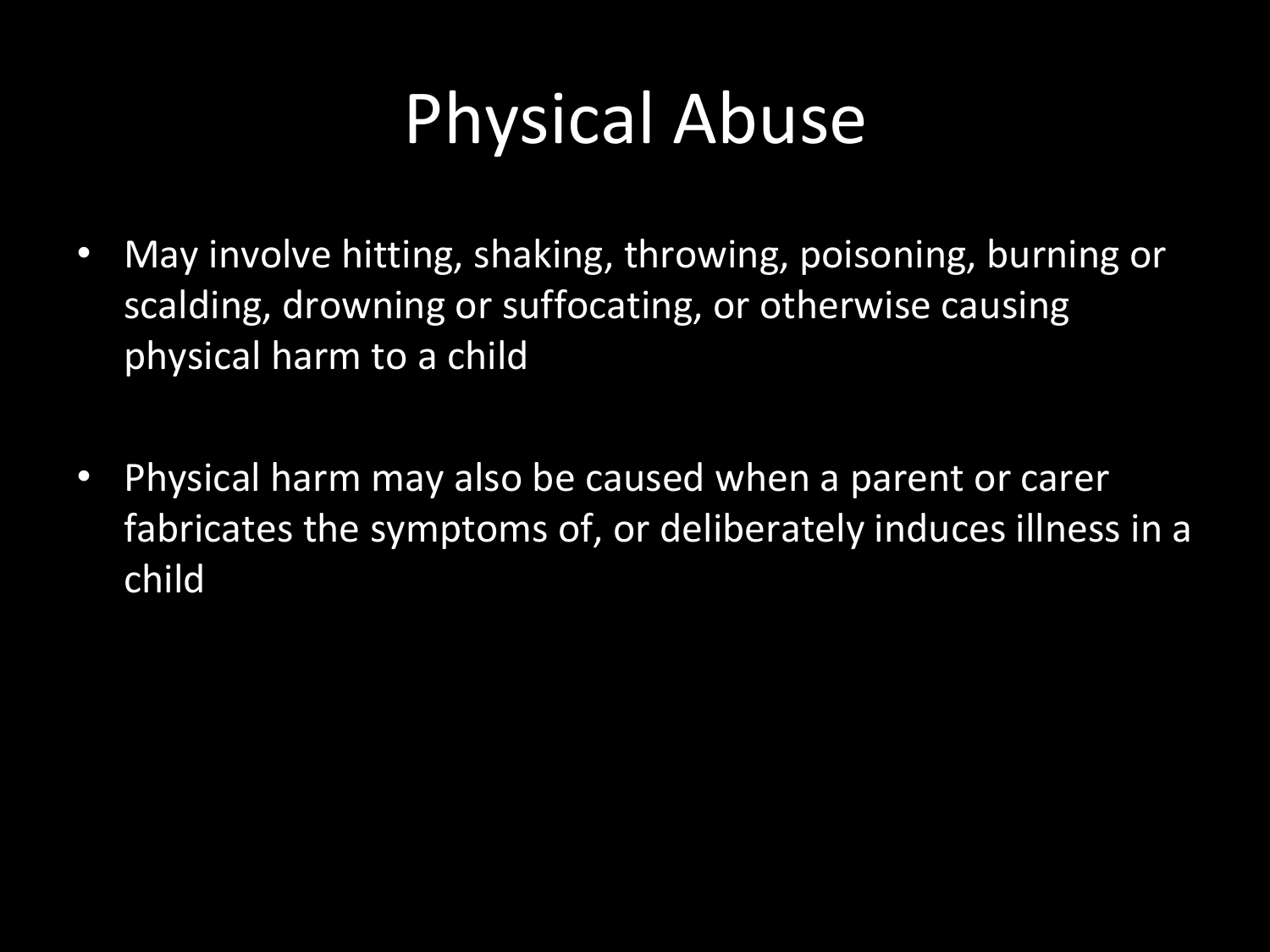# Physical Abuse

- May involve hitting, shaking, throwing, poisoning, burning or scalding, drowning or suffocating, or otherwise causing physical harm to a child

- Physical harm may also be caused when a parent or carer fabricates the symptoms of, or deliberately induces illness in a child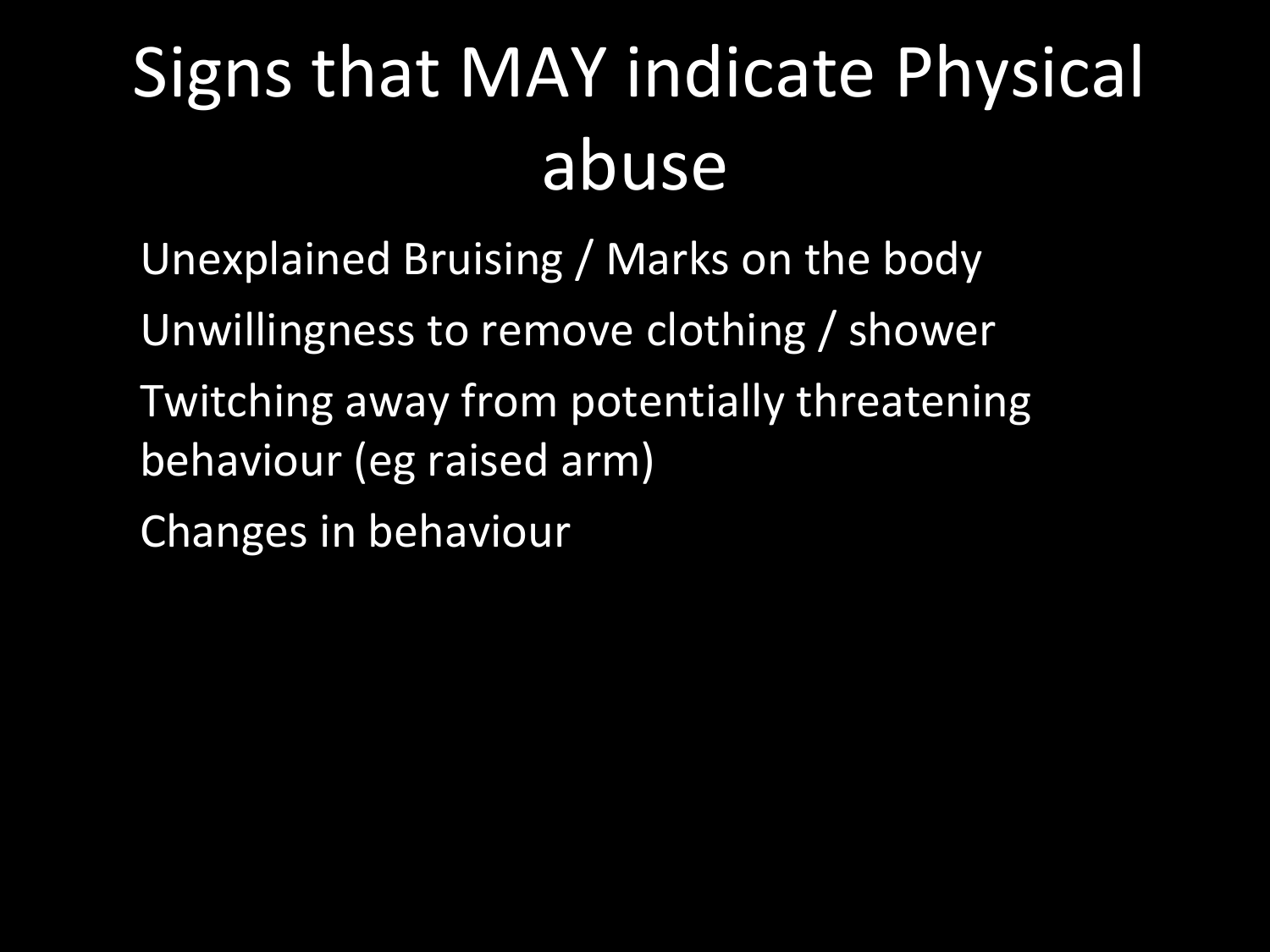# Signs that MAY indicate Physical abuse

- Unexplained Bruising / Marks on the body
- Unwillingness to remove clothing / shower
- Twitching away from potentially threatening behaviour (eg raised arm)
- Changes in behaviour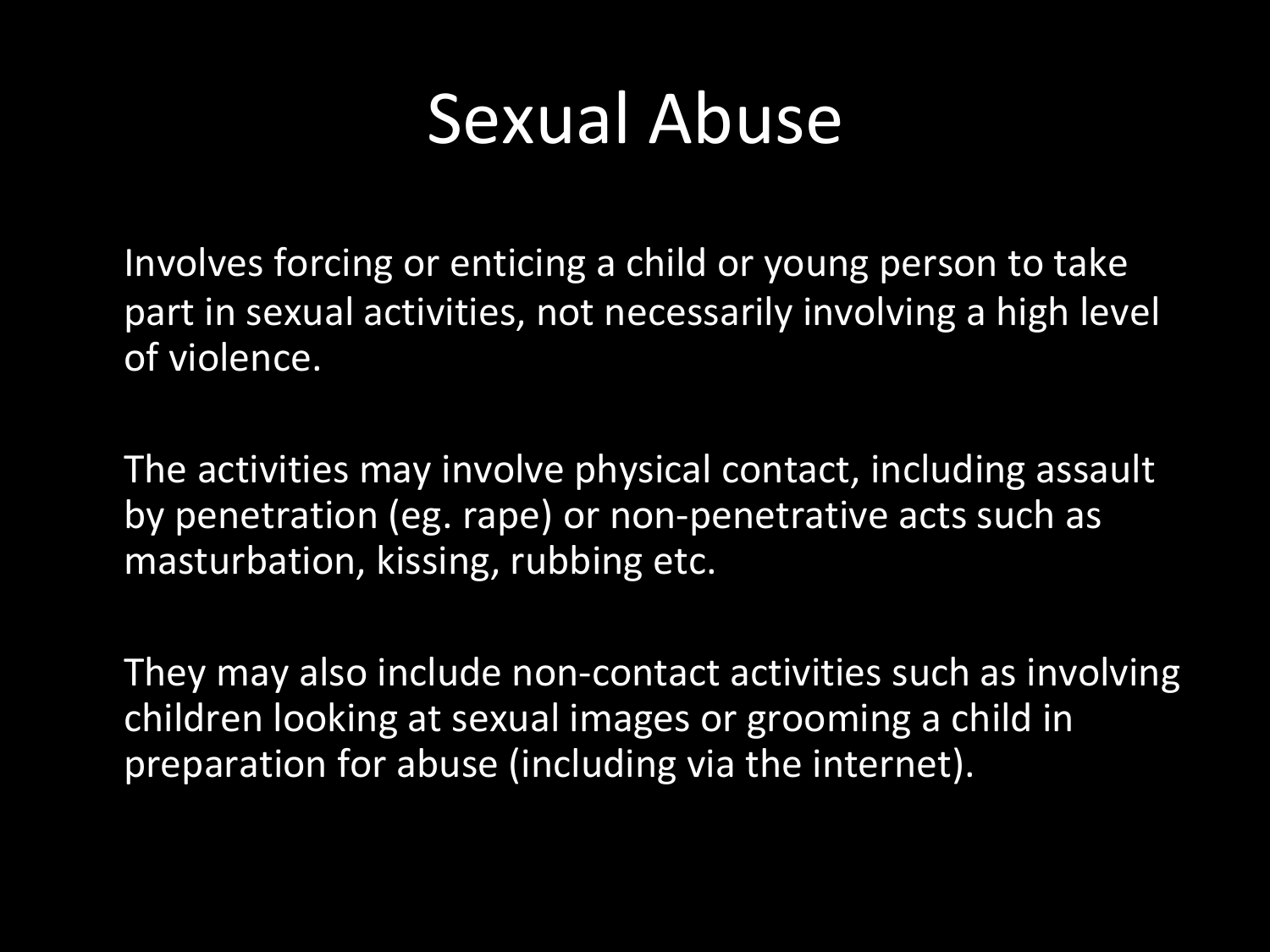# Sexual Abuse

Involves forcing or enticing a child or young person to take part in sexual activities, not necessarily involving a high level of violence.

The activities may involve physical contact, including assault by penetration (eg. rape) or non-penetrative acts such as masturbation, kissing, rubbing etc.

They may also include non-contact activities such as involving children looking at sexual images or grooming a child in preparation for abuse (including via the internet).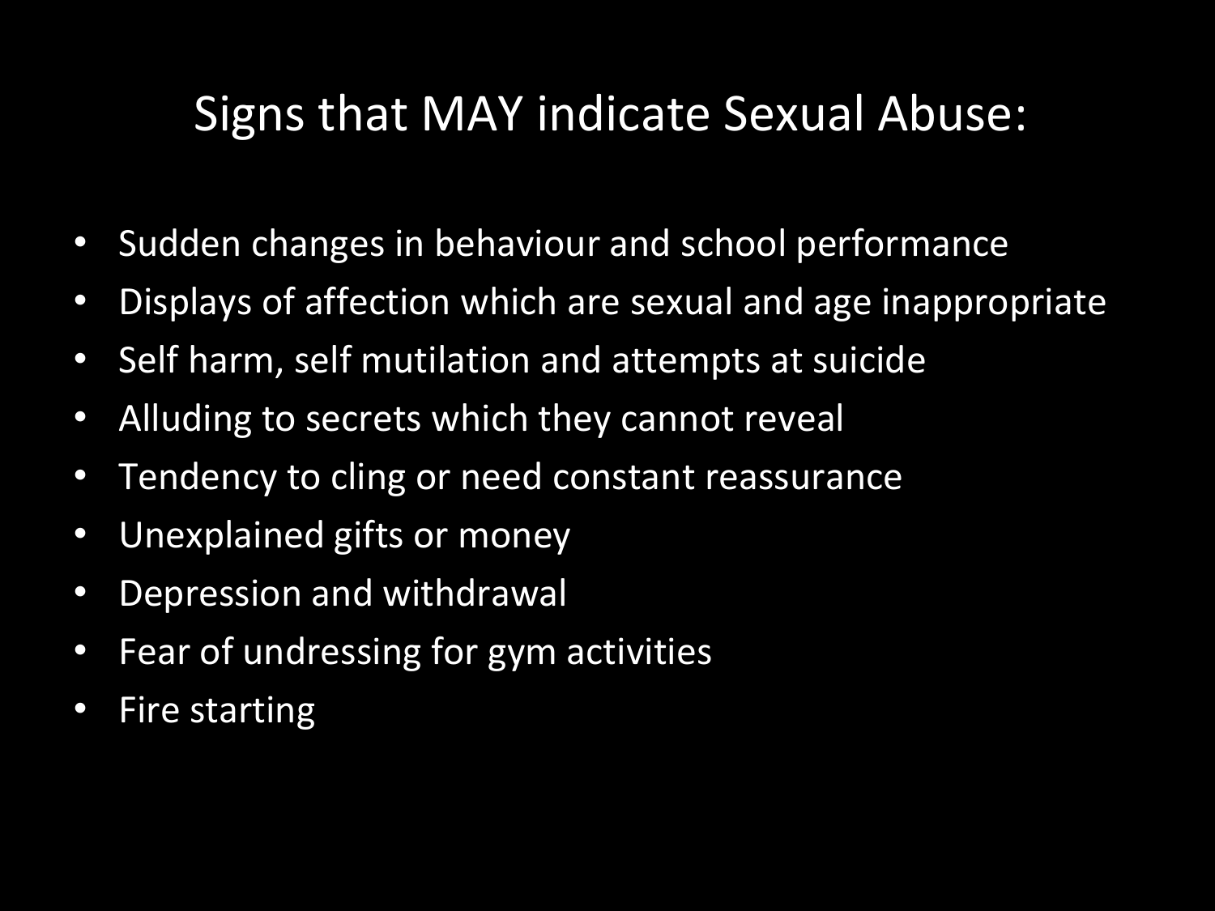# Signs that MAY indicate Sexual Abuse:

- Sudden changes in behaviour and school performance
- Displays of affection which are sexual and age inappropriate
- Self harm, self mutilation and attempts at suicide
- Alluding to secrets which they cannot reveal
- Tendency to cling or need constant reassurance
- Unexplained gifts or money
- Depression and withdrawal
- Fear of undressing for gym activities
- Fire starting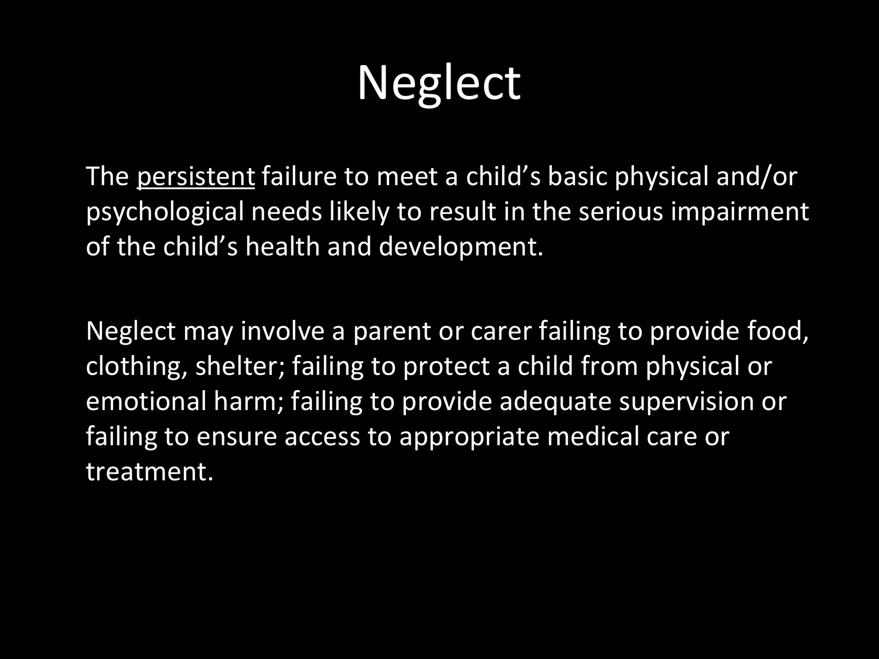# Neglect

The <u>persistent</u> failure to meet a child's basic physical and/or psychological needs likely to result in the serious impairment of the child's health and development.

Neglect may involve a parent or carer failing to provide food, clothing, shelter; failing to protect a child from physical or emotional harm; failing to provide adequate supervision or failing to ensure access to appropriate medical care or treatment.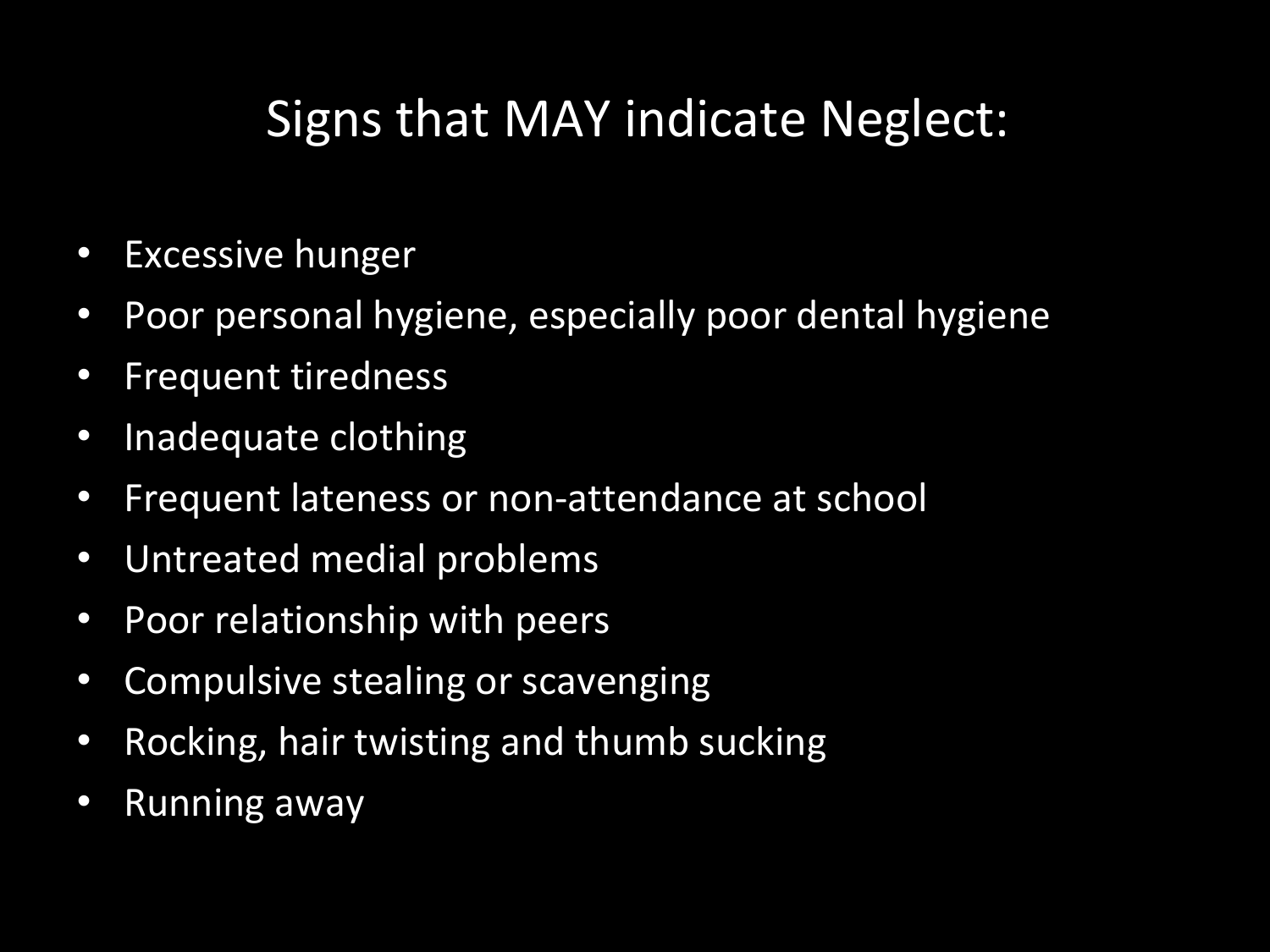# Signs that MAY indicate Neglect:

- Excessive hunger
- Poor personal hygiene, especially poor dental hygiene
- Frequent tiredness
- Inadequate clothing
- Frequent lateness or non-attendance at school
- Untreated medial problems
- Poor relationship with peers
- Compulsive stealing or scavenging
- Rocking, hair twisting and thumb sucking
- Running away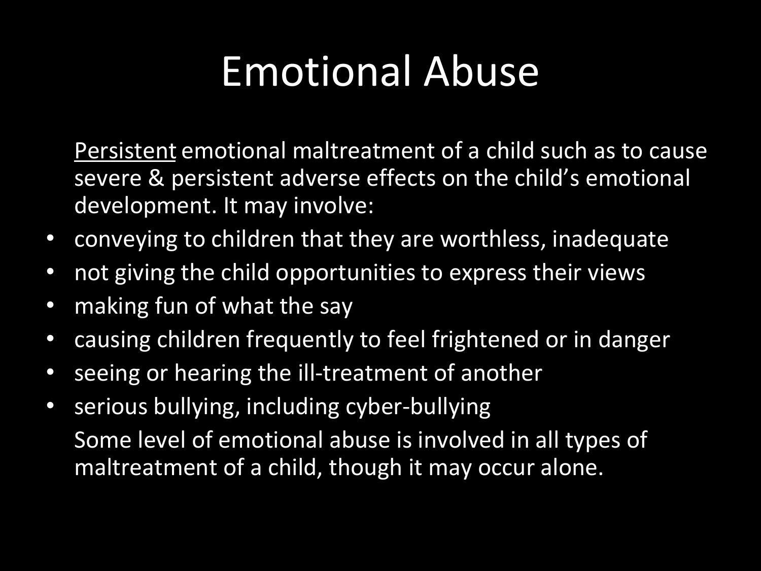# Emotional Abuse

<u>Persistent</u> emotional maltreatment of a child such as to cause severe & persistent adverse effects on the child's emotional development. It may involve:

- conveying to children that they are worthless, inadequate
- not giving the child opportunities to express their views
- making fun of what the say
- causing children frequently to feel frightened or in danger
- seeing or hearing the ill-treatment of another
- serious bullying, including cyber-bullying

Some level of emotional abuse is involved in all types of maltreatment of a child, though it may occur alone.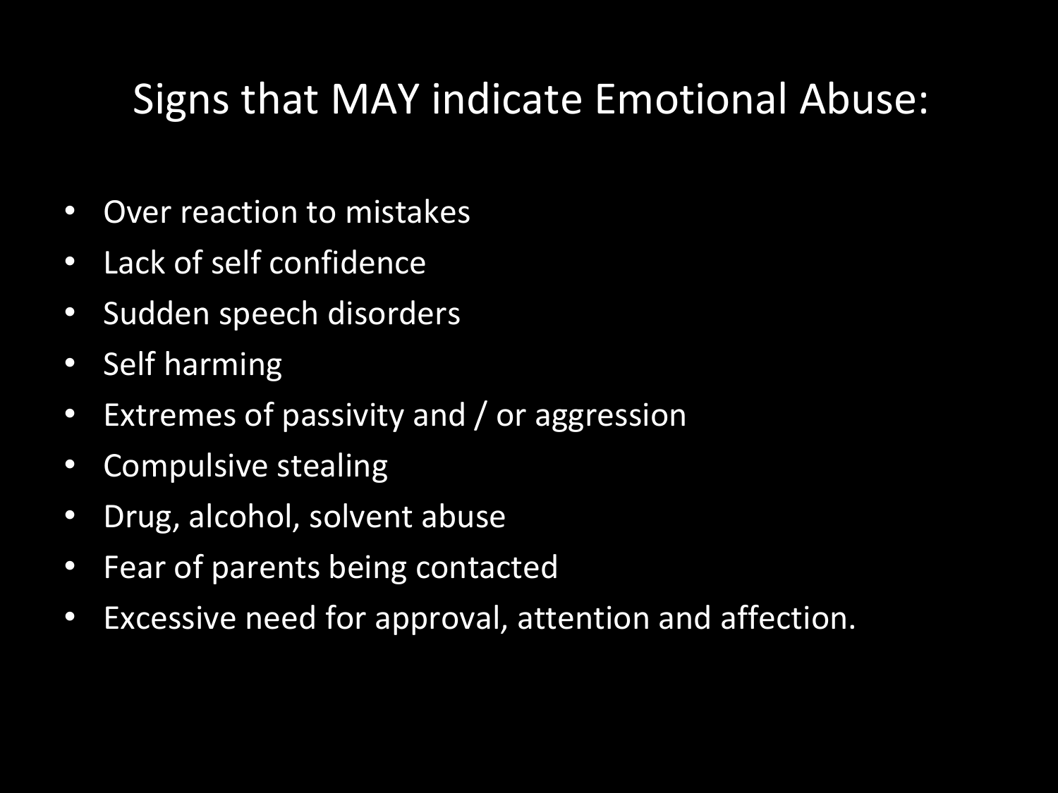# Signs that MAY indicate Emotional Abuse:

- Over reaction to mistakes
- Lack of self confidence
- Sudden speech disorders
- Self harming
- Extremes of passivity and / or aggression
- Compulsive stealing
- Drug, alcohol, solvent abuse
- Fear of parents being contacted
- Excessive need for approval, attention and affection.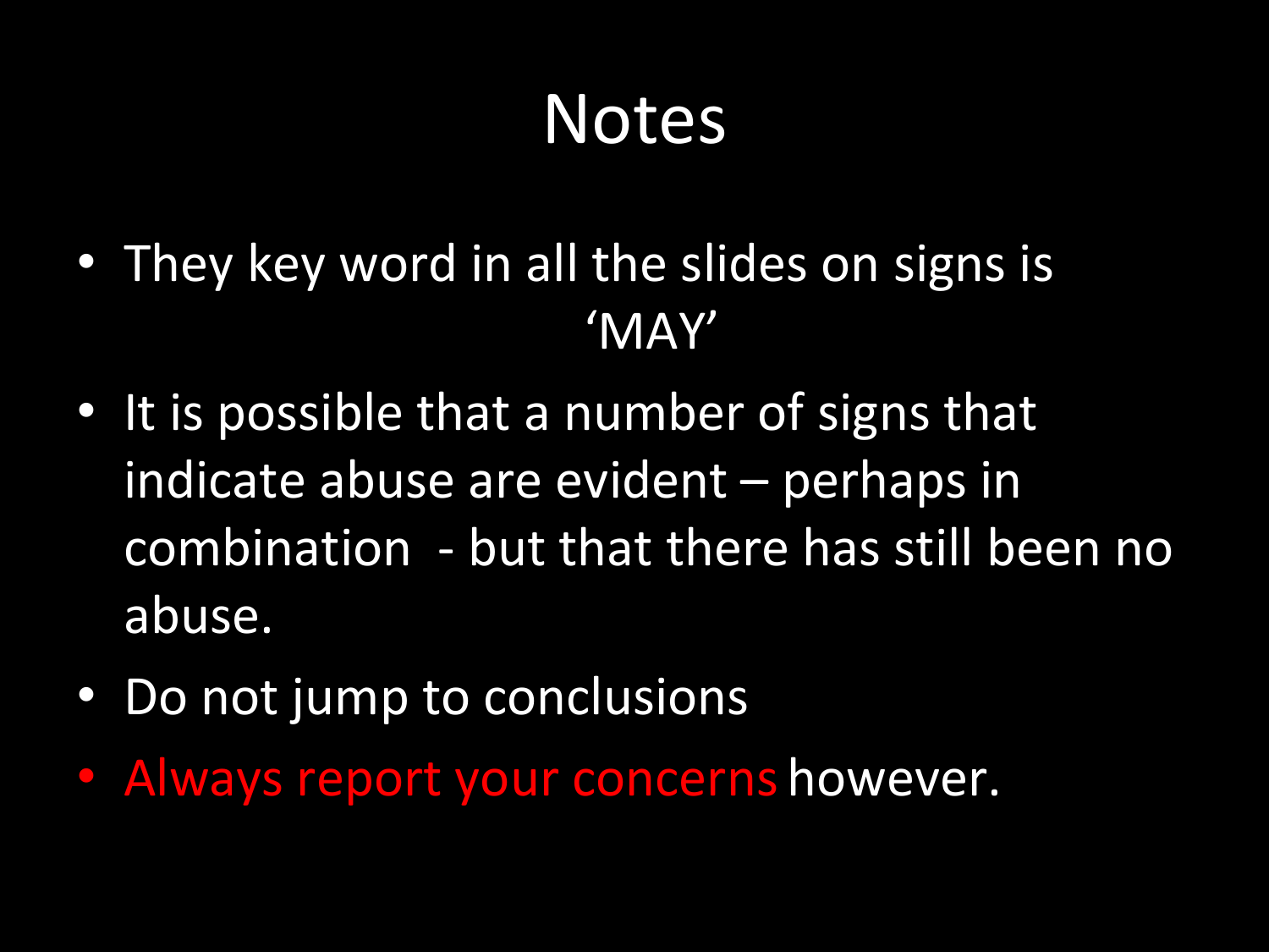# Notes

- They key word in all the slides on signs is 'MAY'
- It is possible that a number of signs that indicate abuse are evident – perhaps in combination - but that there has still been no abuse.
- Do not jump to conclusions
- Always report your concerns however.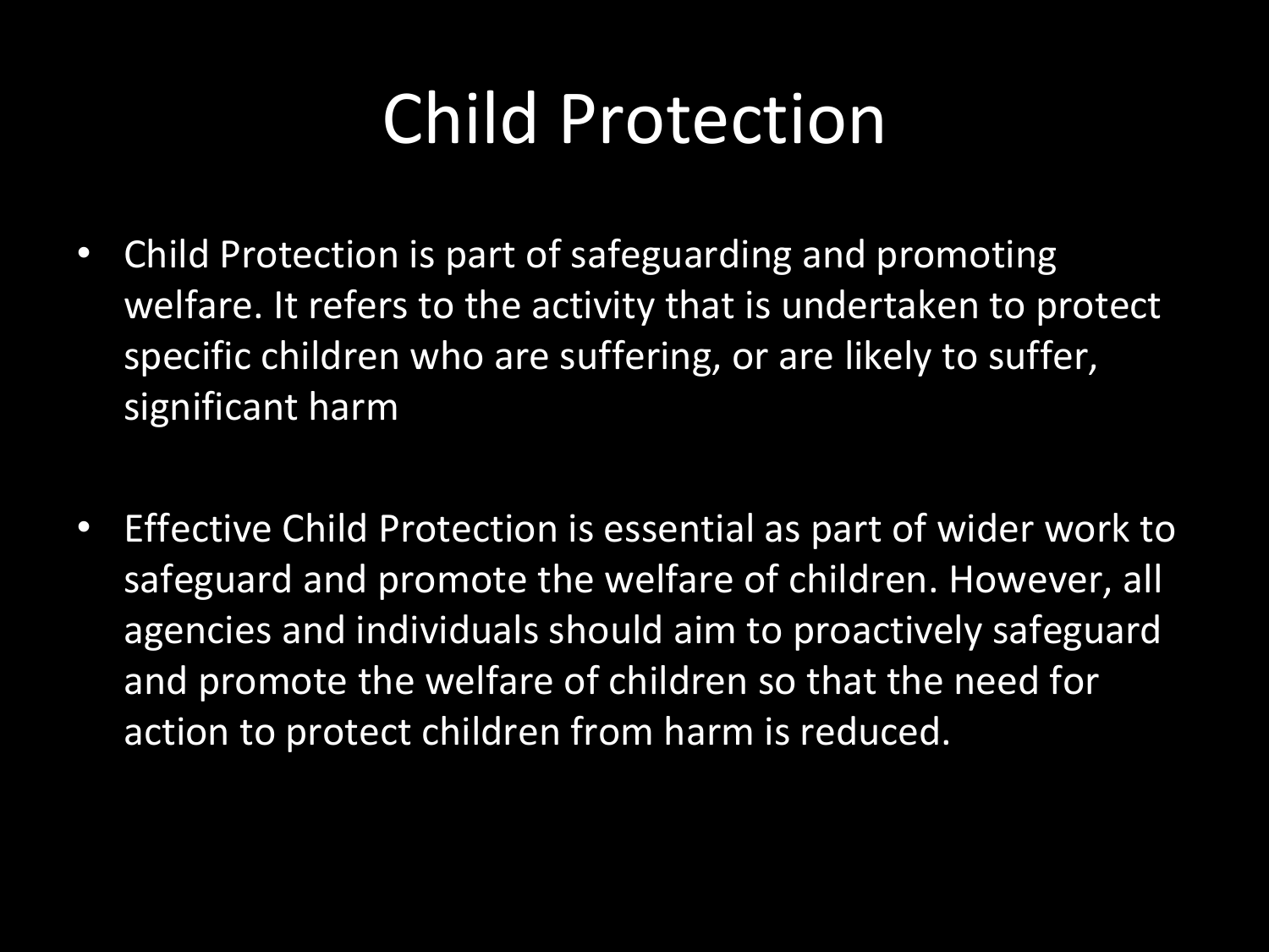# Child Protection

- Child Protection is part of safeguarding and promoting welfare. It refers to the activity that is undertaken to protect specific children who are suffering, or are likely to suffer, significant harm

- Effective Child Protection is essential as part of wider work to safeguard and promote the welfare of children. However, all agencies and individuals should aim to proactively safeguard and promote the welfare of children so that the need for action to protect children from harm is reduced.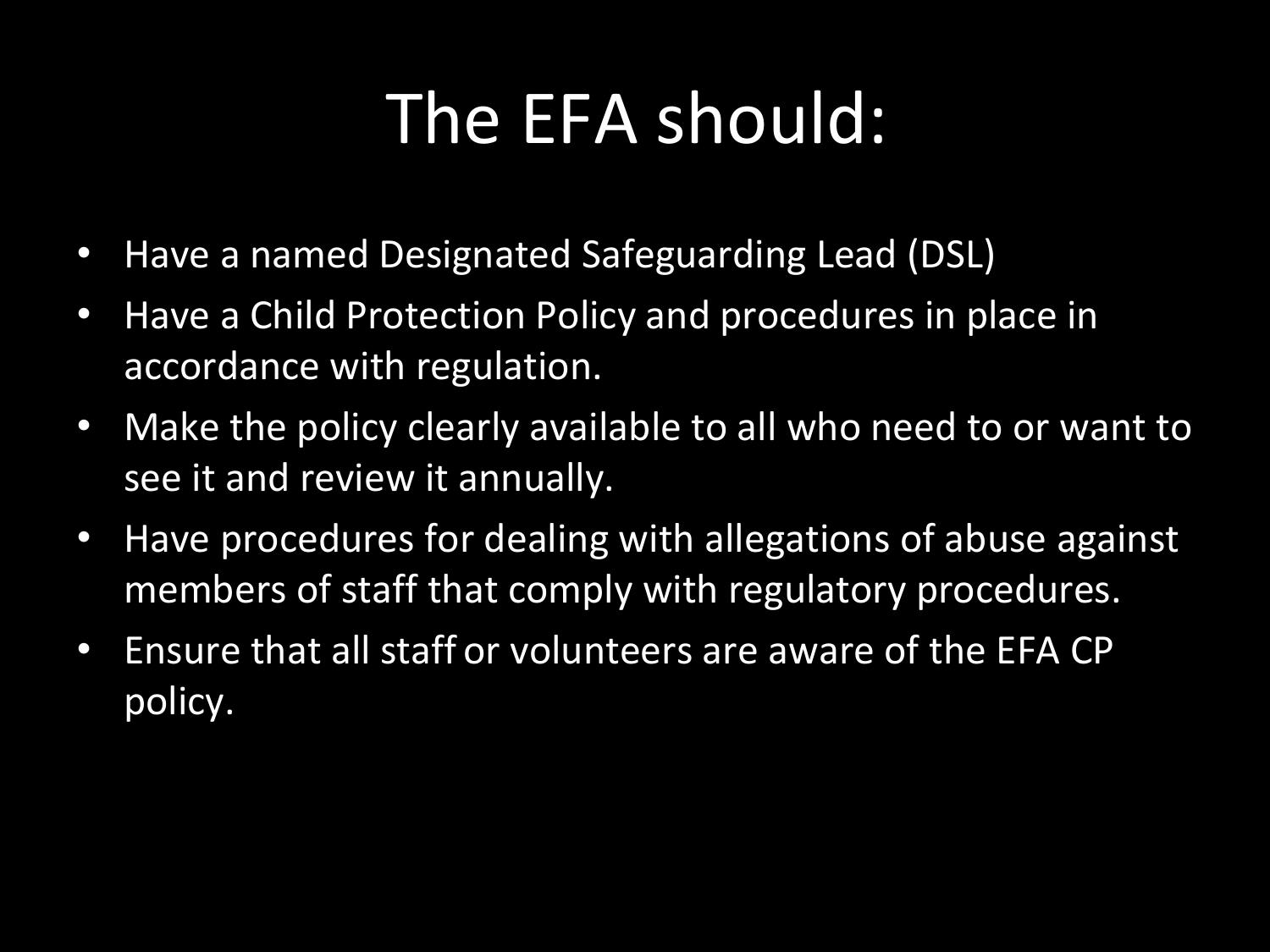# The EFA should:

- Have a named Designated Safeguarding Lead (DSL)
- Have a Child Protection Policy and procedures in place in accordance with regulation.
- Make the policy clearly available to all who need to or want to see it and review it annually.
- Have procedures for dealing with allegations of abuse against members of staff that comply with regulatory procedures.
- Ensure that all staff or volunteers are aware of the EFA CP policy.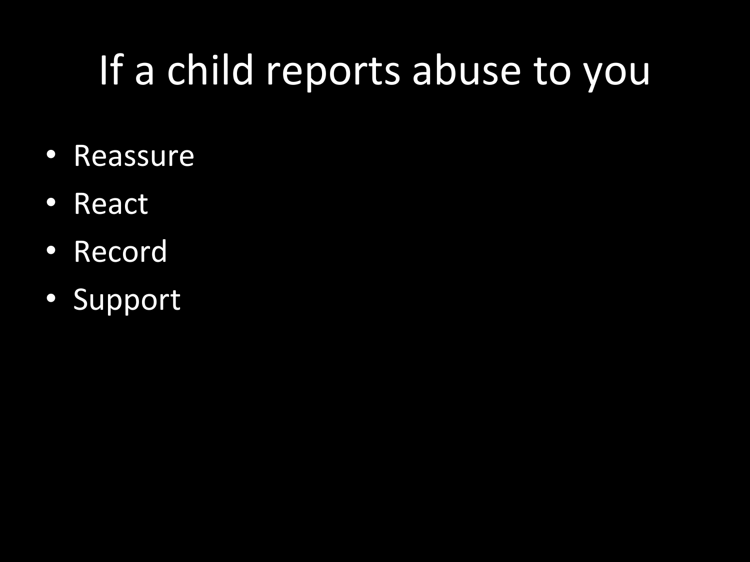# If a child reports abuse to you

- Reassure
- React
- Record
- Support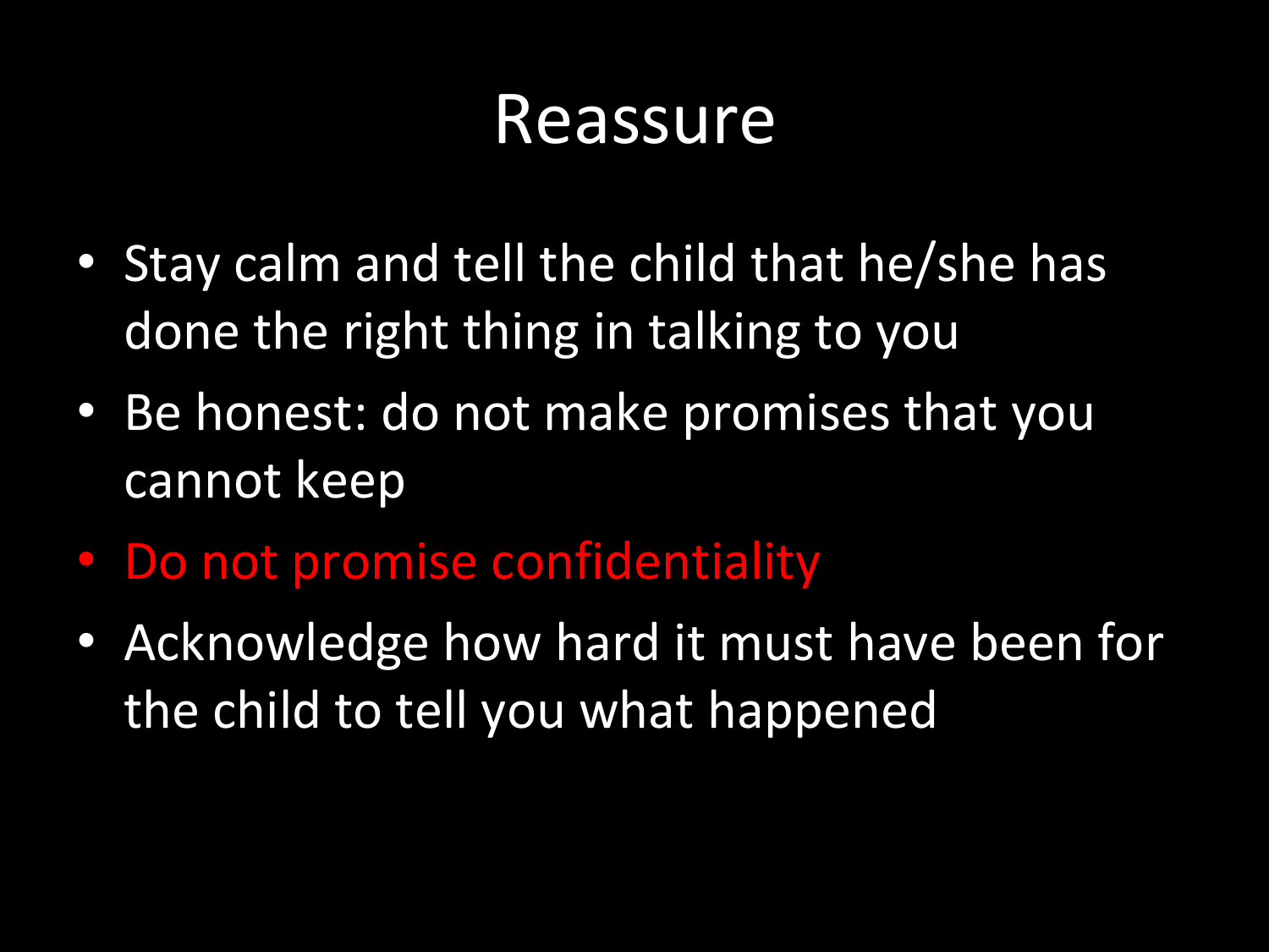# Reassure

- Stay calm and tell the child that he/she has done the right thing in talking to you
- Be honest: do not make promises that you cannot keep
- Do not promise confidentiality
- Acknowledge how hard it must have been for the child to tell you what happened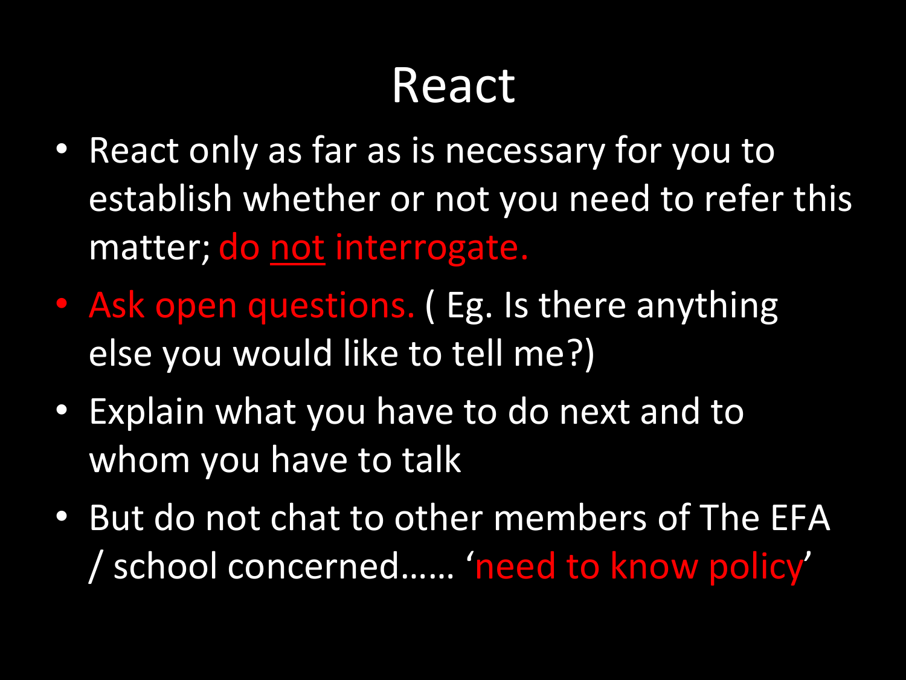# React

- React only as far as is necessary for you to establish whether or not you need to refer this matter; do <u>not</u> interrogate.
- Ask open questions. ( Eg. Is there anything else you would like to tell me?)
- Explain what you have to do next and to whom you have to talk
- But do not chat to other members of The EFA / school concerned…… 'need to know policy'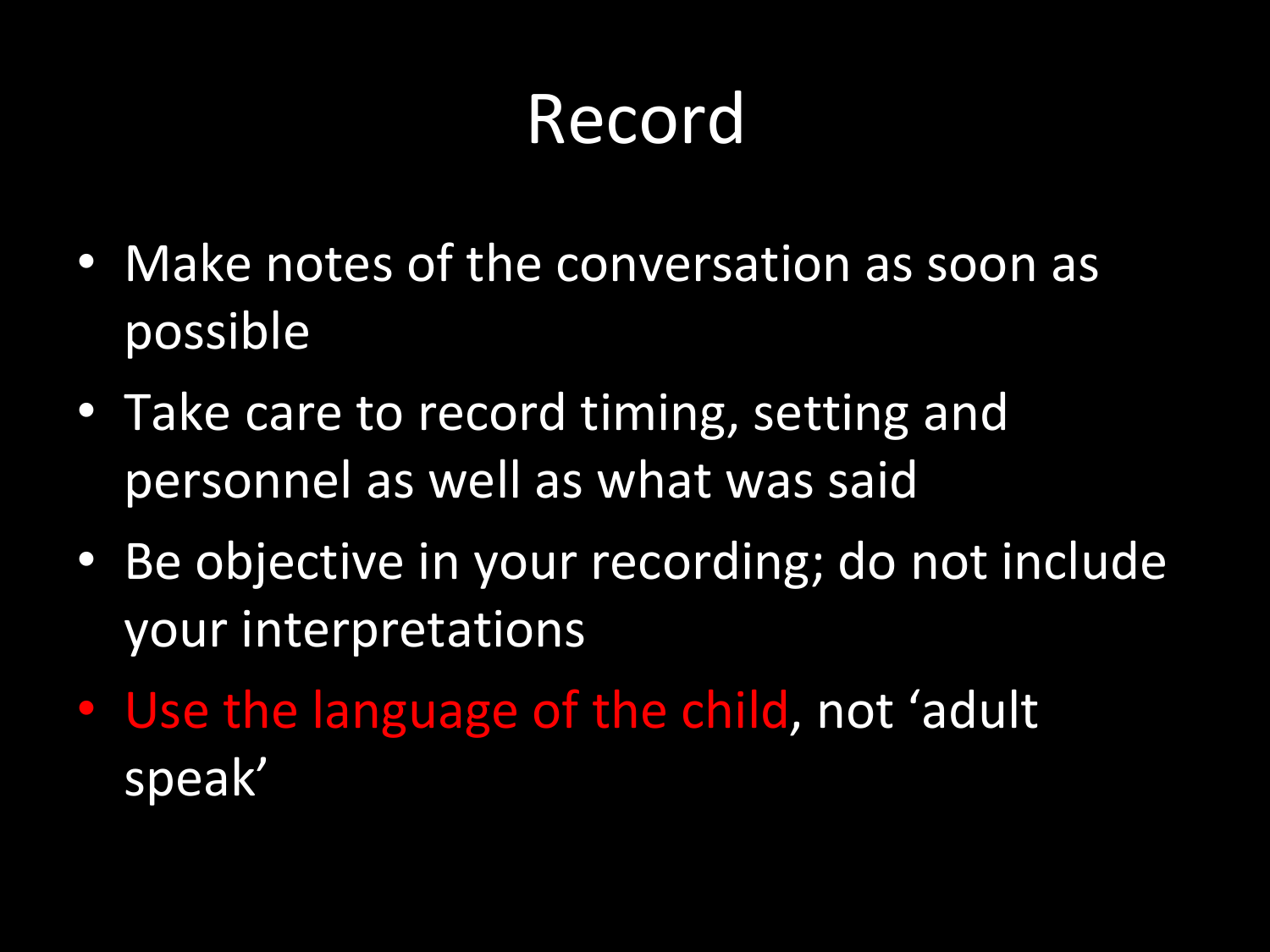# Record

- Make notes of the conversation as soon as possible
- Take care to record timing, setting and personnel as well as what was said
- Be objective in your recording; do not include your interpretations
- Use the language of the child, not 'adult speak'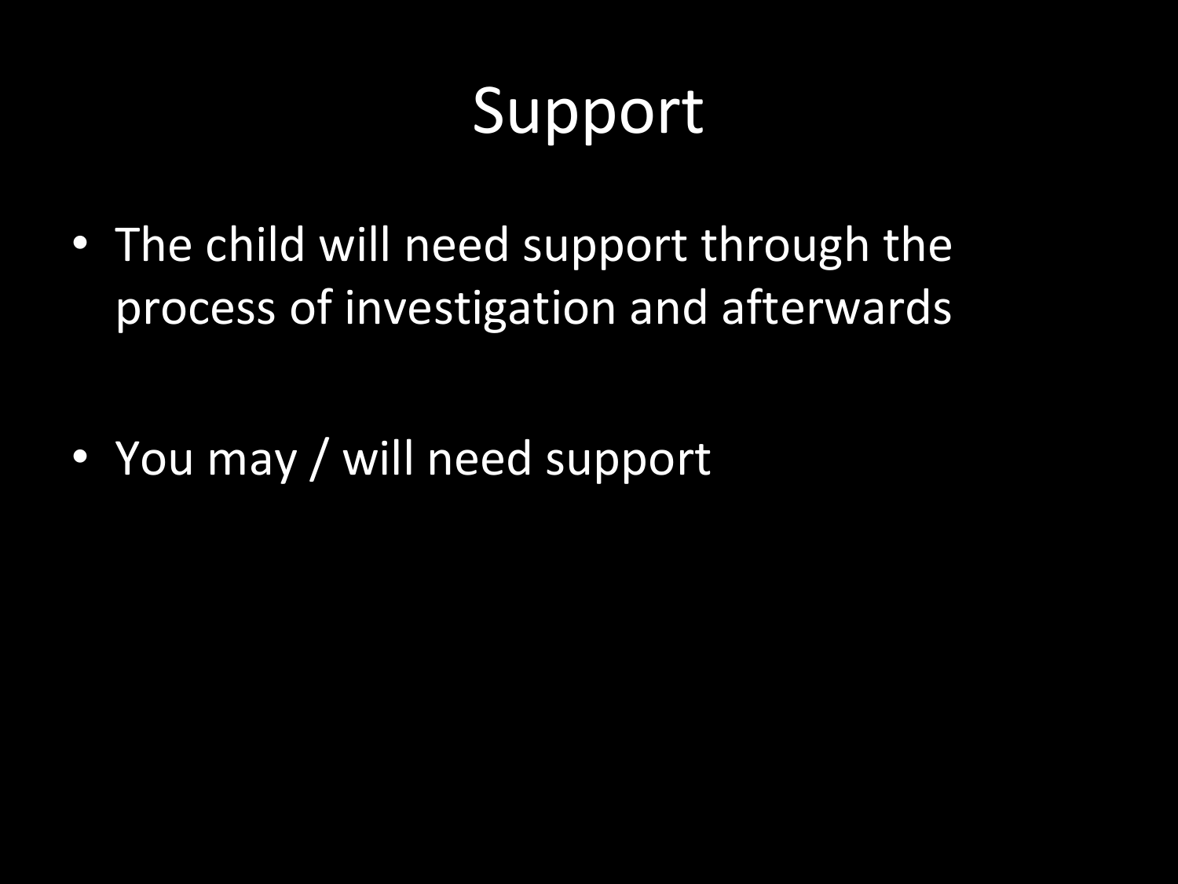# Support

- The child will need support through the process of investigation and afterwards

- You may / will need support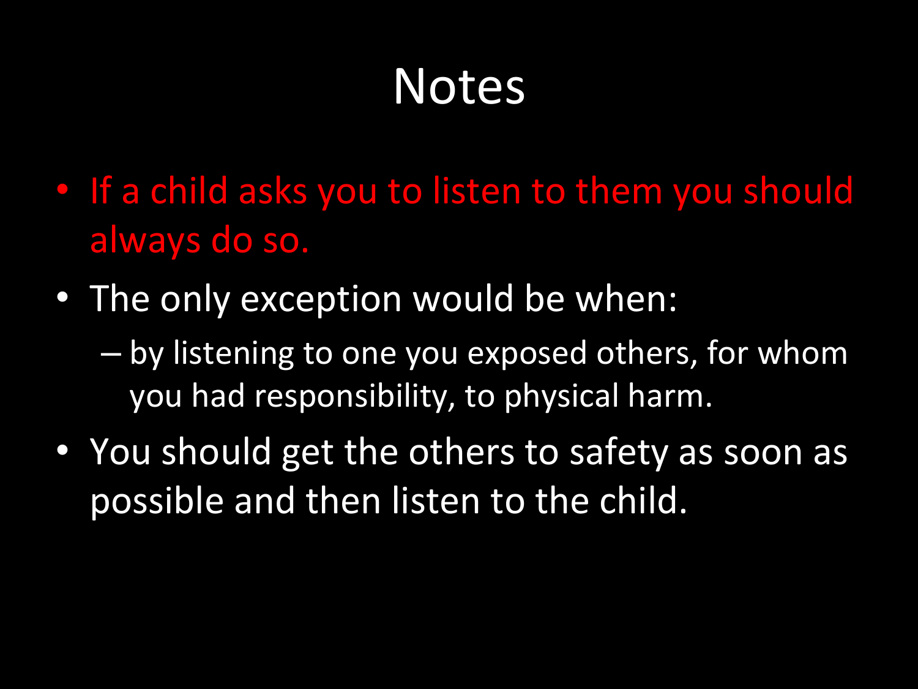# Notes

- If a child asks you to listen to them you should always do so.
- The only exception would be when:
  - by listening to one you exposed others, for whom you had responsibility, to physical harm.
- You should get the others to safety as soon as possible and then listen to the child.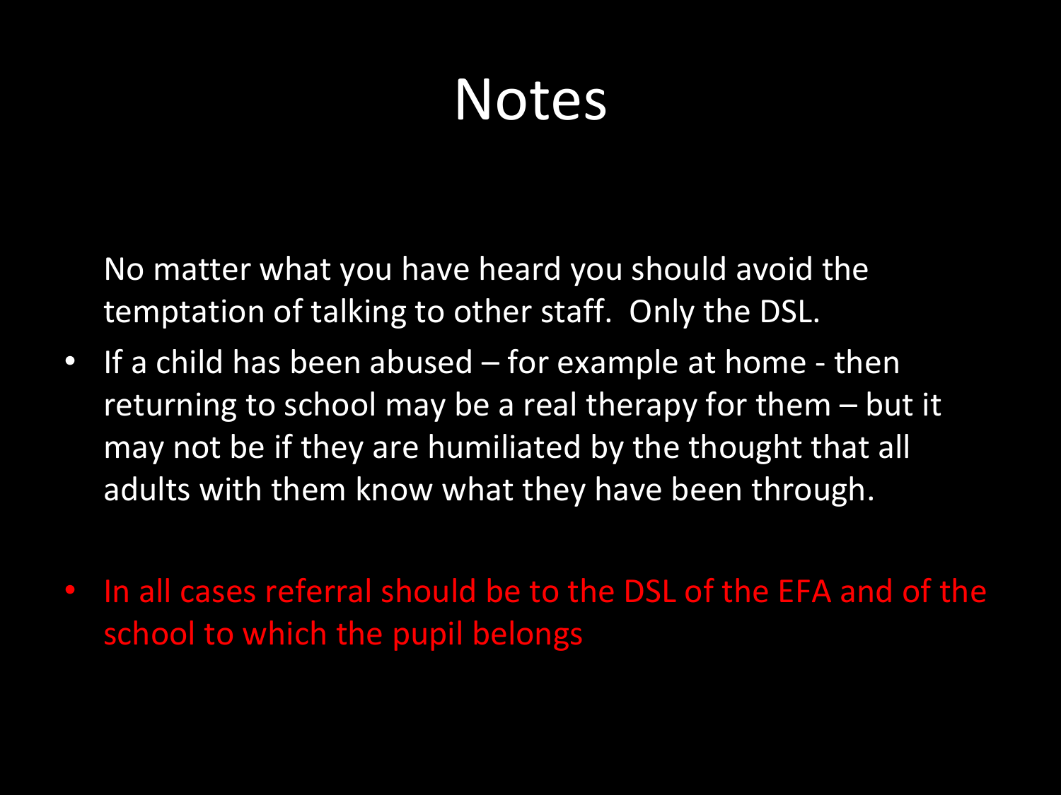# Notes

No matter what you have heard you should avoid the temptation of talking to other staff.  Only the DSL.

- If a child has been abused – for example at home - then returning to school may be a real therapy for them – but it may not be if they are humiliated by the thought that all adults with them know what they have been through.

- In all cases referral should be to the DSL of the EFA and of the school to which the pupil belongs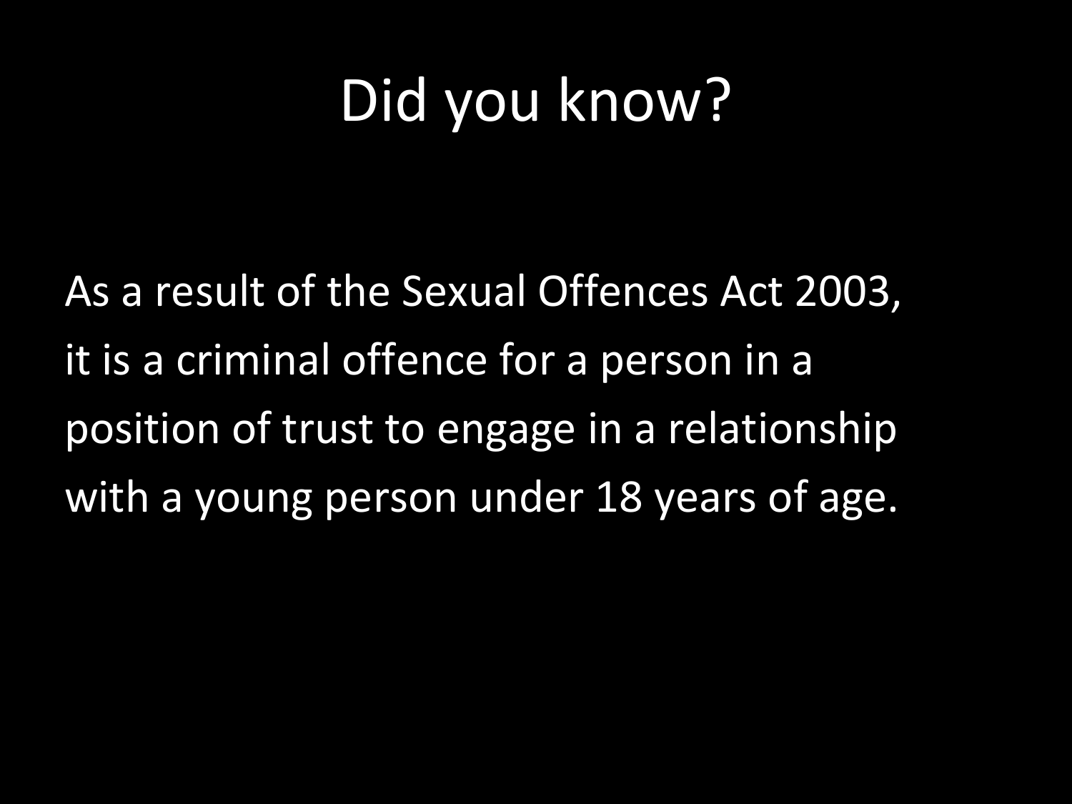# Did you know?

As a result of the Sexual Offences Act 2003, it is a criminal offence for a person in a position of trust to engage in a relationship with a young person under 18 years of age.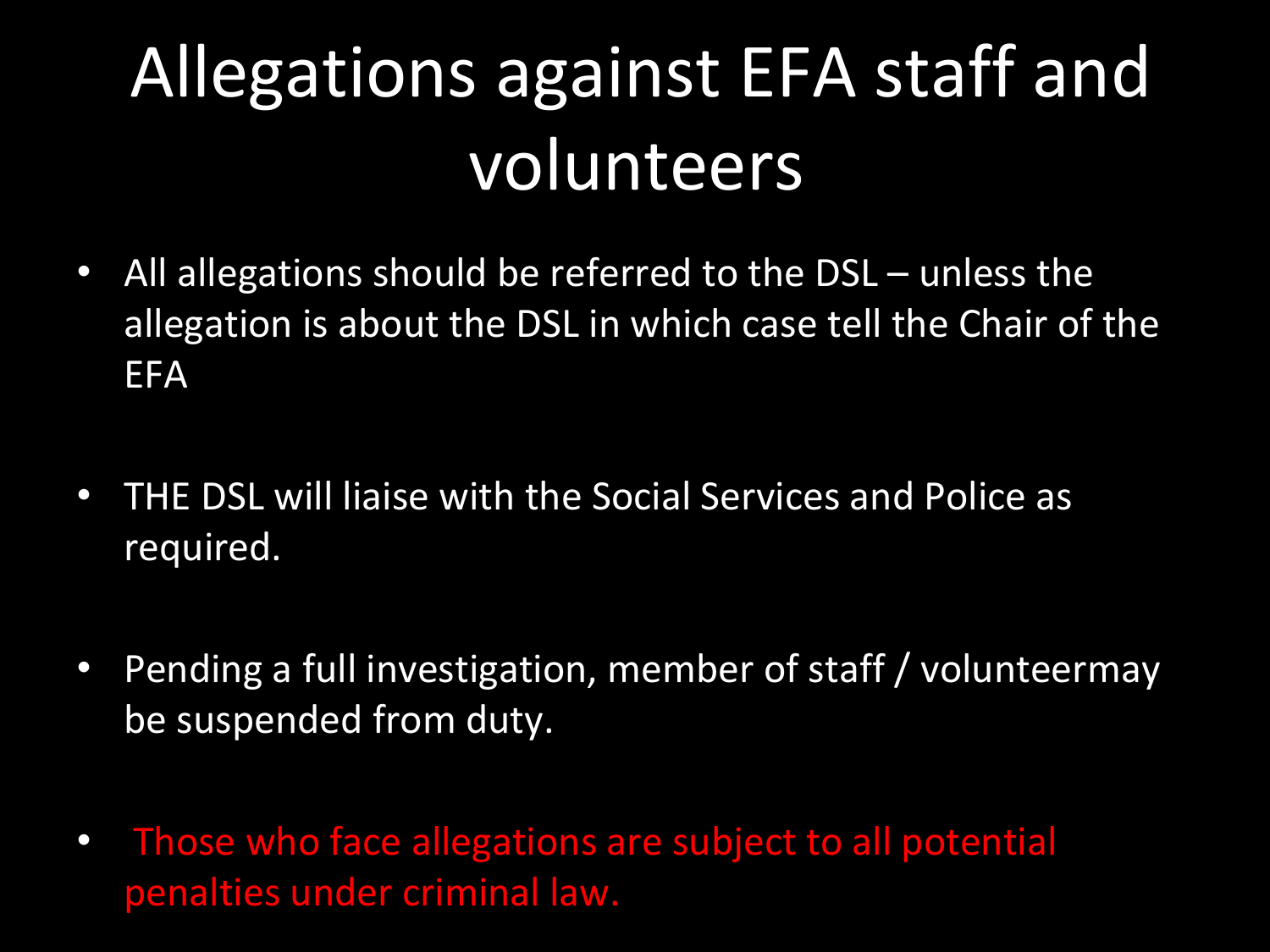# Allegations against EFA staff and volunteers

- All allegations should be referred to the DSL – unless the allegation is about the DSL in which case tell the Chair of the EFA

- THE DSL will liaise with the Social Services and Police as required.

- Pending a full investigation, member of staff / volunteermay be suspended from duty.

- Those who face allegations are subject to all potential penalties under criminal law.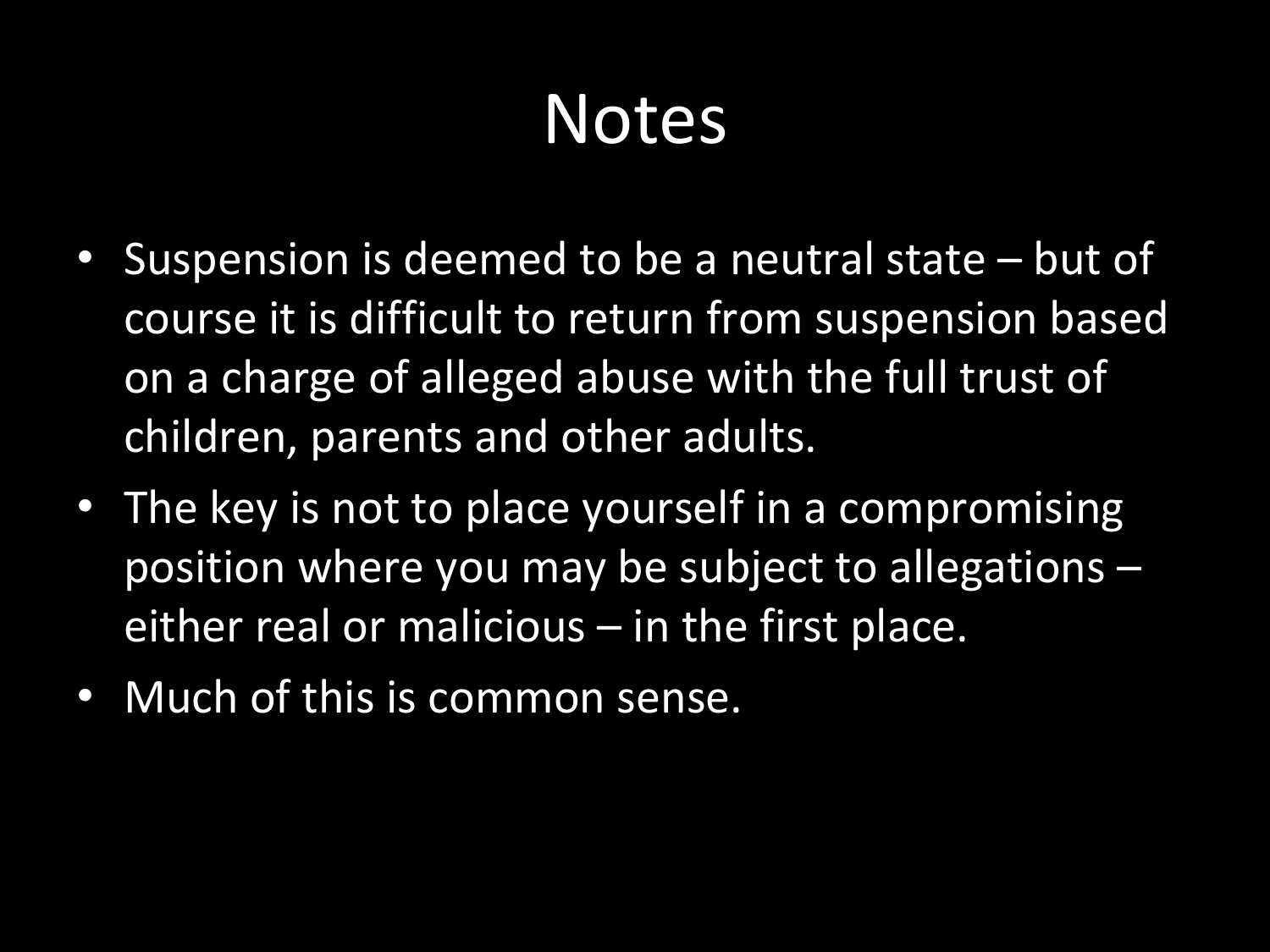# Notes

- Suspension is deemed to be a neutral state – but of course it is difficult to return from suspension based on a charge of alleged abuse with the full trust of children, parents and other adults.
- The key is not to place yourself in a compromising position where you may be subject to allegations – either real or malicious – in the first place.
- Much of this is common sense.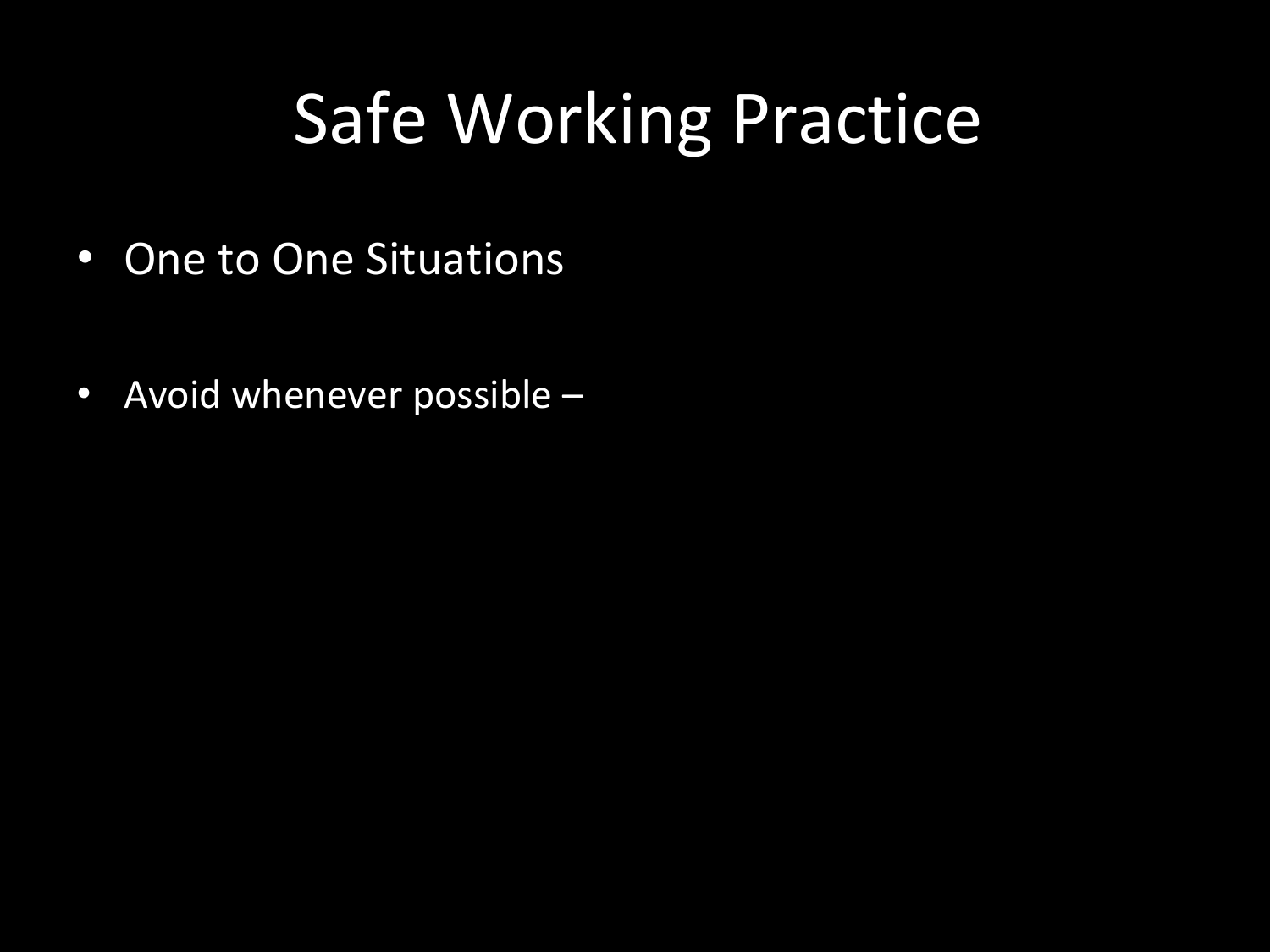# Safe Working Practice

- One to One Situations

- Avoid whenever possible –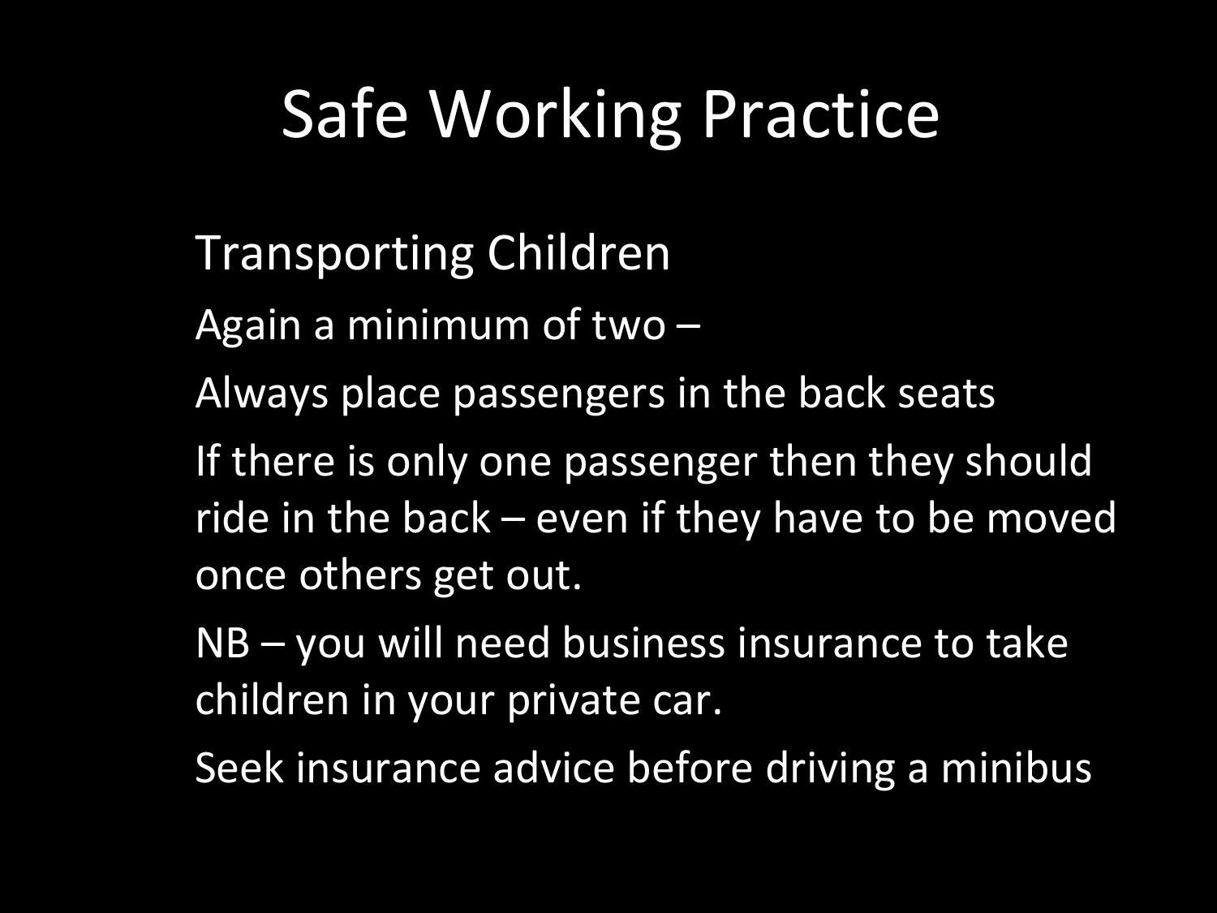# Safe Working Practice

Transporting Children

Again a minimum of two –

Always place passengers in the back seats

If there is only one passenger then they should ride in the back – even if they have to be moved once others get out.

NB – you will need business insurance to take children in your private car.

Seek insurance advice before driving a minibus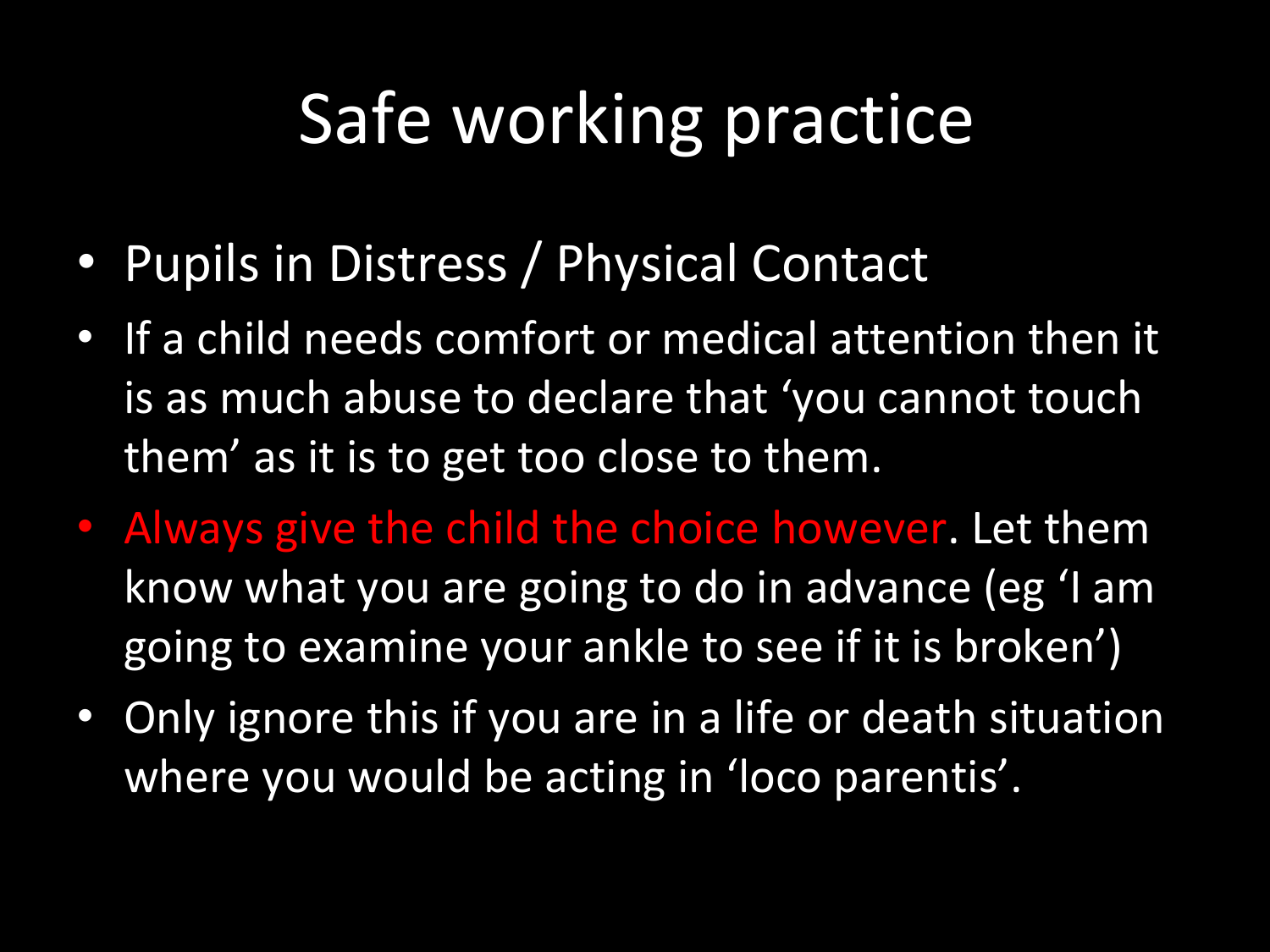# Safe working practice

- Pupils in Distress / Physical Contact
- If a child needs comfort or medical attention then it is as much abuse to declare that 'you cannot touch them' as it is to get too close to them.
- Always give the child the choice however. Let them know what you are going to do in advance (eg 'I am going to examine your ankle to see if it is broken')
- Only ignore this if you are in a life or death situation where you would be acting in 'loco parentis'.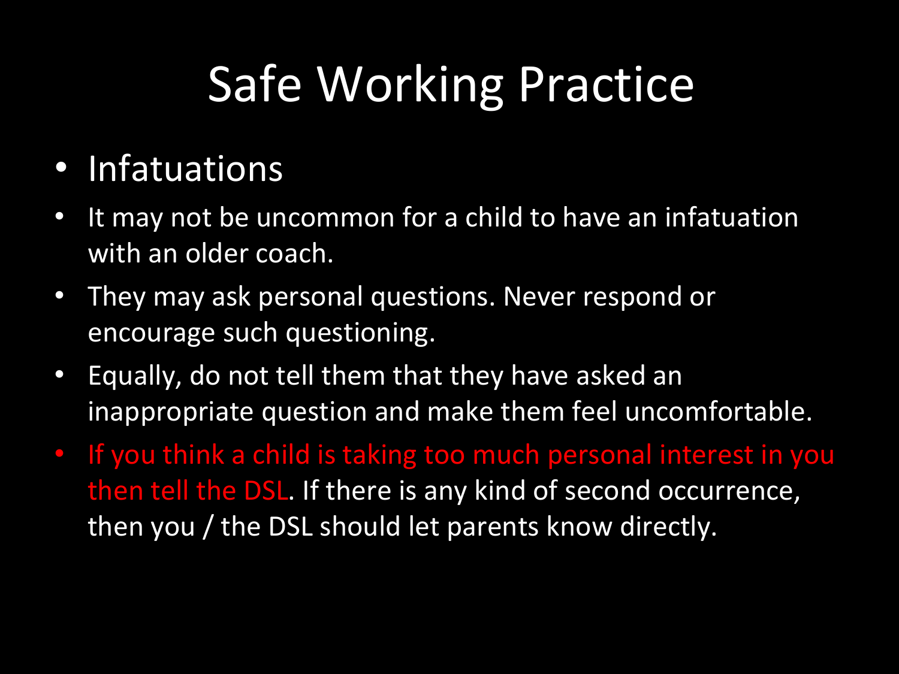# Safe Working Practice

- Infatuations
- It may not be uncommon for a child to have an infatuation with an older coach.
- They may ask personal questions. Never respond or encourage such questioning.
- Equally, do not tell them that they have asked an inappropriate question and make them feel uncomfortable.
- **If you think a child is taking too much personal interest in you then tell the DSL**. If there is any kind of second occurrence, then you / the DSL should let parents know directly.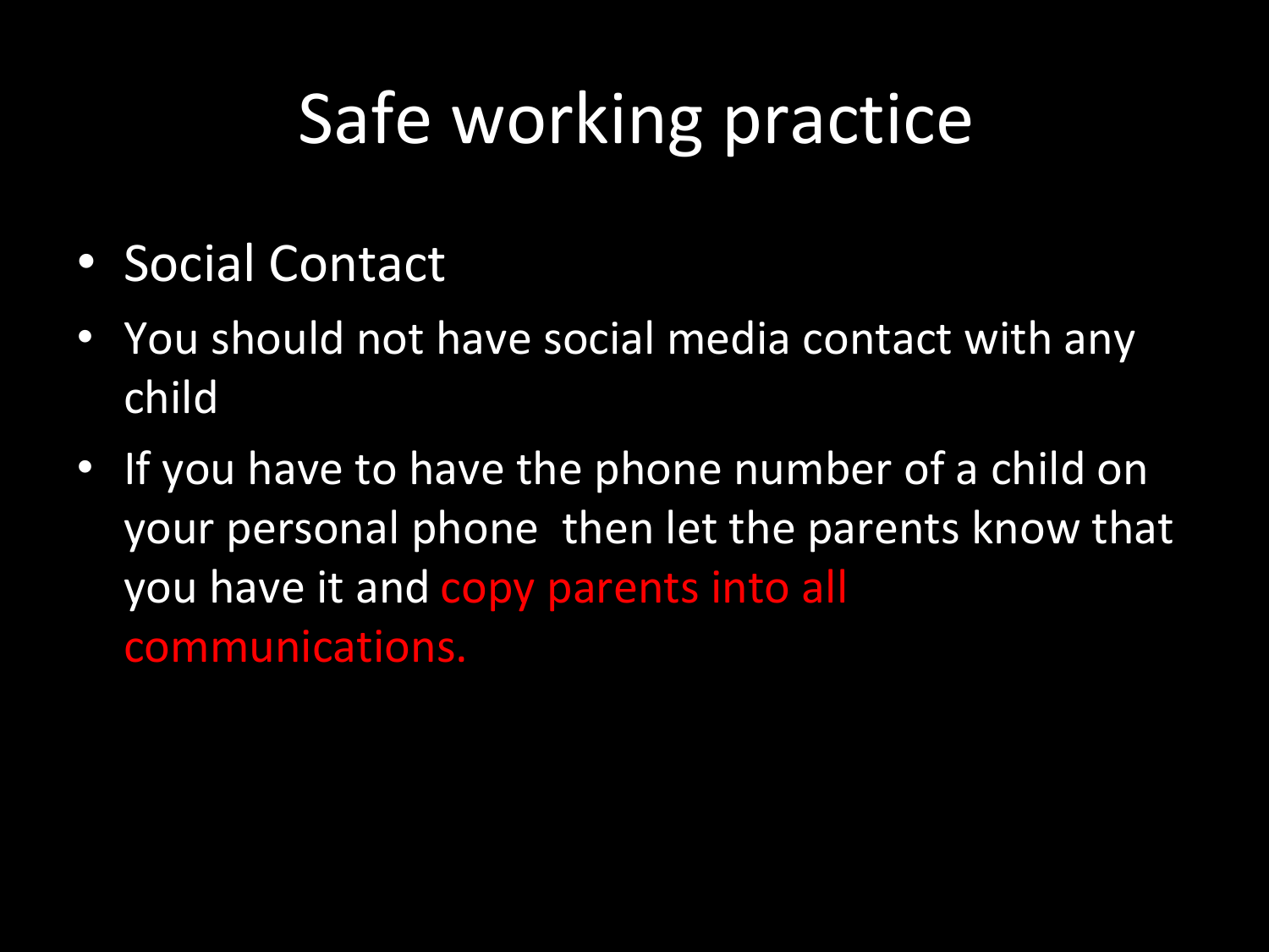# Safe working practice

- Social Contact
- You should not have social media contact with any child
- If you have to have the phone number of a child on your personal phone then let the parents know that you have it and copy parents into all communications.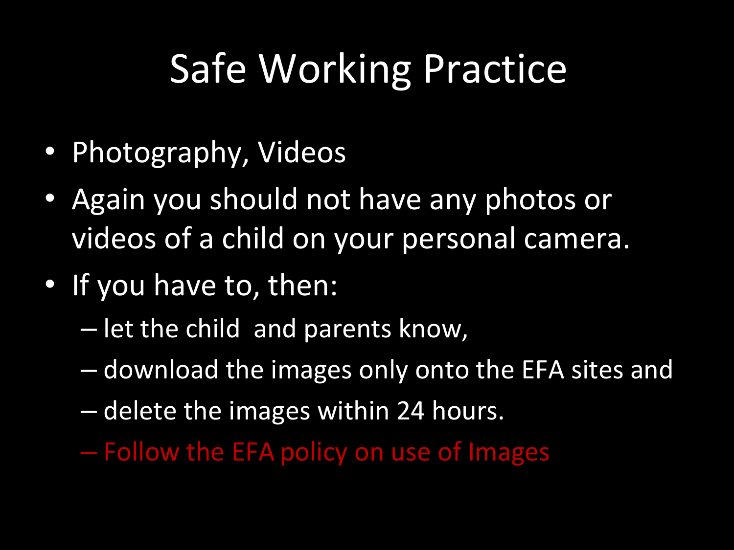# Safe Working Practice

- Photography, Videos
- Again you should not have any photos or videos of a child on your personal camera.
- If you have to, then:
  - let the child and parents know,
  - download the images only onto the EFA sites and
  - delete the images within 24 hours.
  - Follow the EFA policy on use of Images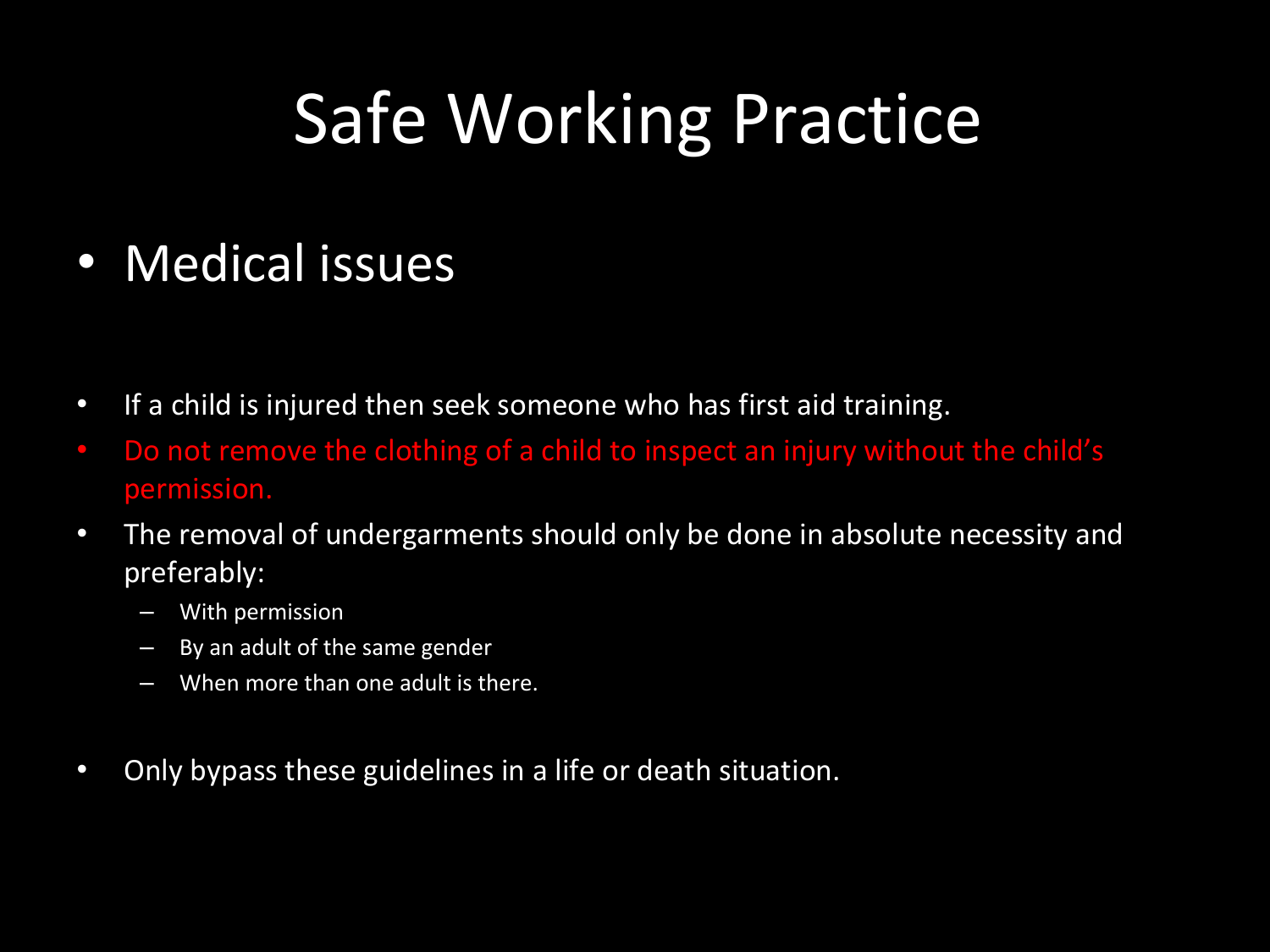# Safe Working Practice

- Medical issues

- If a child is injured then seek someone who has first aid training.
- Do not remove the clothing of a child to inspect an injury without the child's permission.
- The removal of undergarments should only be done in absolute necessity and preferably:
  - With permission
  - By an adult of the same gender
  - When more than one adult is there.

- Only bypass these guidelines in a life or death situation.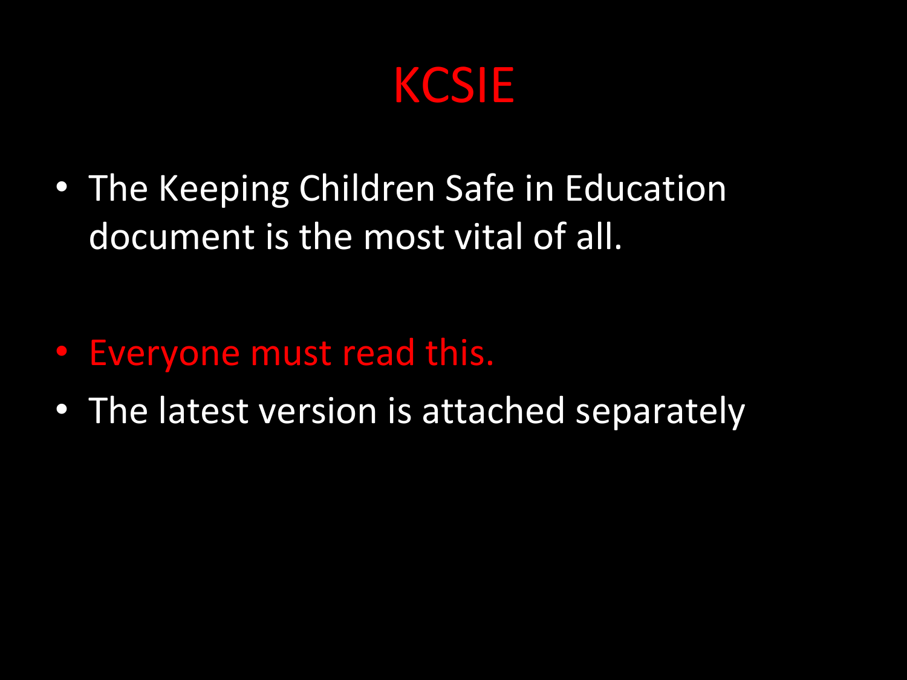# KCSIE

- The Keeping Children Safe in Education document is the most vital of all.

- Everyone must read this.
- The latest version is attached separately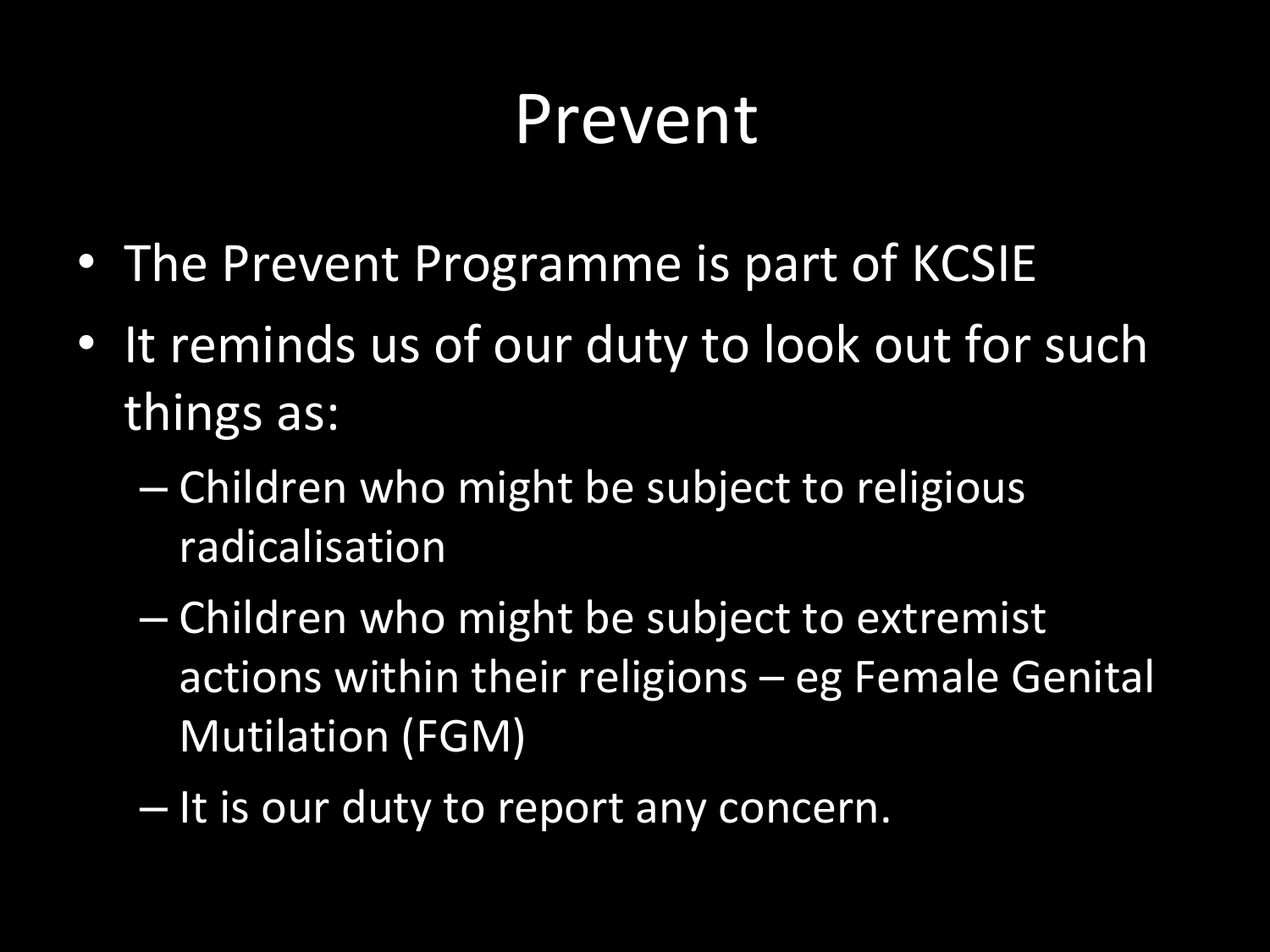# Prevent

- The Prevent Programme is part of KCSIE
- It reminds us of our duty to look out for such things as:
  - Children who might be subject to religious radicalisation
  - Children who might be subject to extremist actions within their religions – eg Female Genital Mutilation (FGM)
  - It is our duty to report any concern.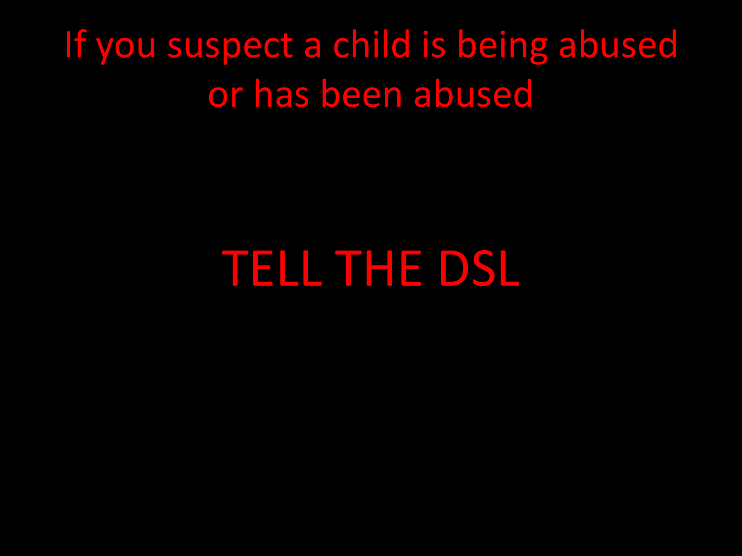# If you suspect a child is being abused or has been abused

# TELL THE DSL